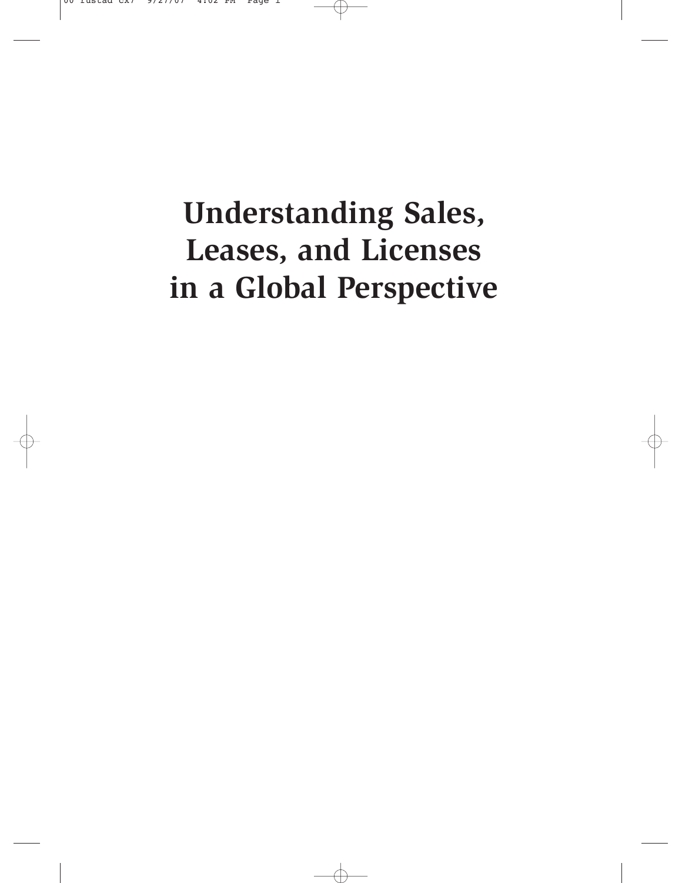# Understanding Sales, Leases, and Licenses in a Global Perspective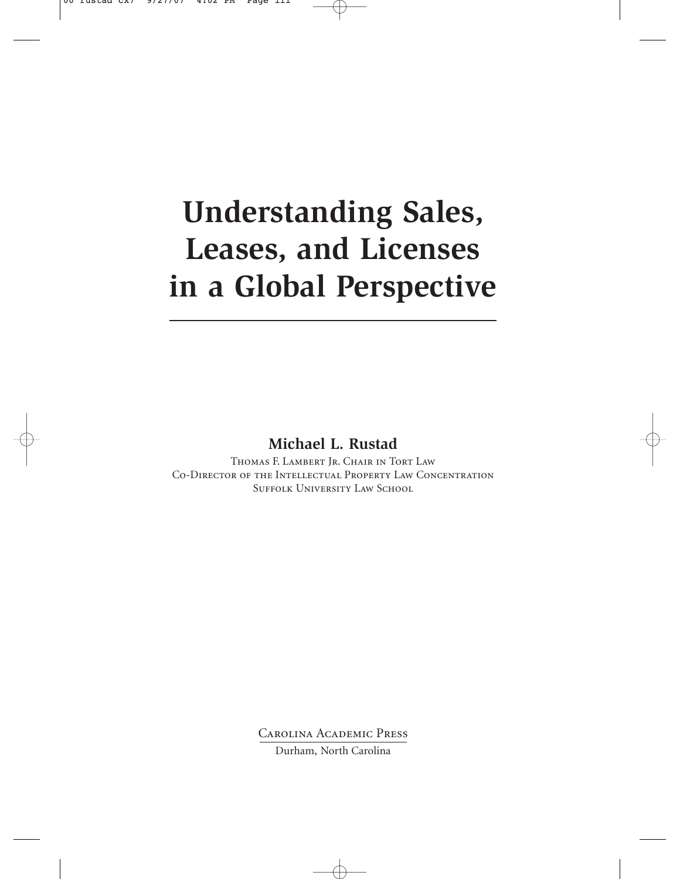# Understanding Sales, Leases, and Licenses in a Global Perspective

**Michael L. Rustad**

Thomas F. Lambert Jr. Chair in Tort Law
Co-Director of the Intellectual Property Law Concentration
Suffolk University Law School

Carolina Academic Press
Durham, North Carolina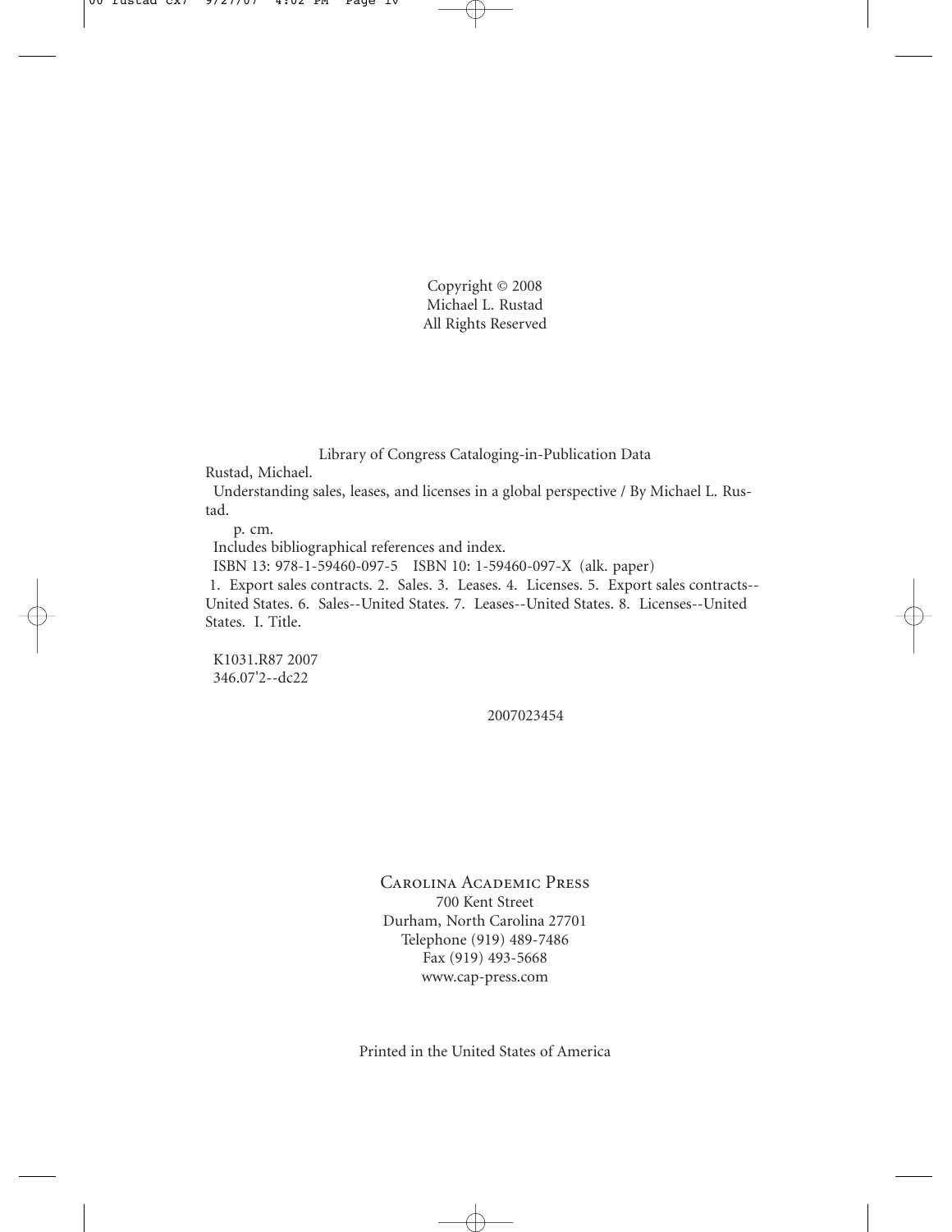Copyright © 2008
Michael L. Rustad
All Rights Reserved

Library of Congress Cataloging-in-Publication Data

Rustad, Michael.

Understanding sales, leases, and licenses in a global perspective / By Michael L. Rustad.

p. cm.

Includes bibliographical references and index.

ISBN 13: 978-1-59460-097-5 ISBN 10: 1-59460-097-X (alk. paper)

1. Export sales contracts. 2. Sales. 3. Leases. 4. Licenses. 5. Export sales contracts--United States. 6. Sales--United States. 7. Leases--United States. 8. Licenses--United States. I. Title.

K1031.R87 2007
346.07'2--dc22

2007023454

Carolina Academic Press
700 Kent Street
Durham, North Carolina 27701
Telephone (919) 489-7486
Fax (919) 493-5668
www.cap-press.com

Printed in the United States of America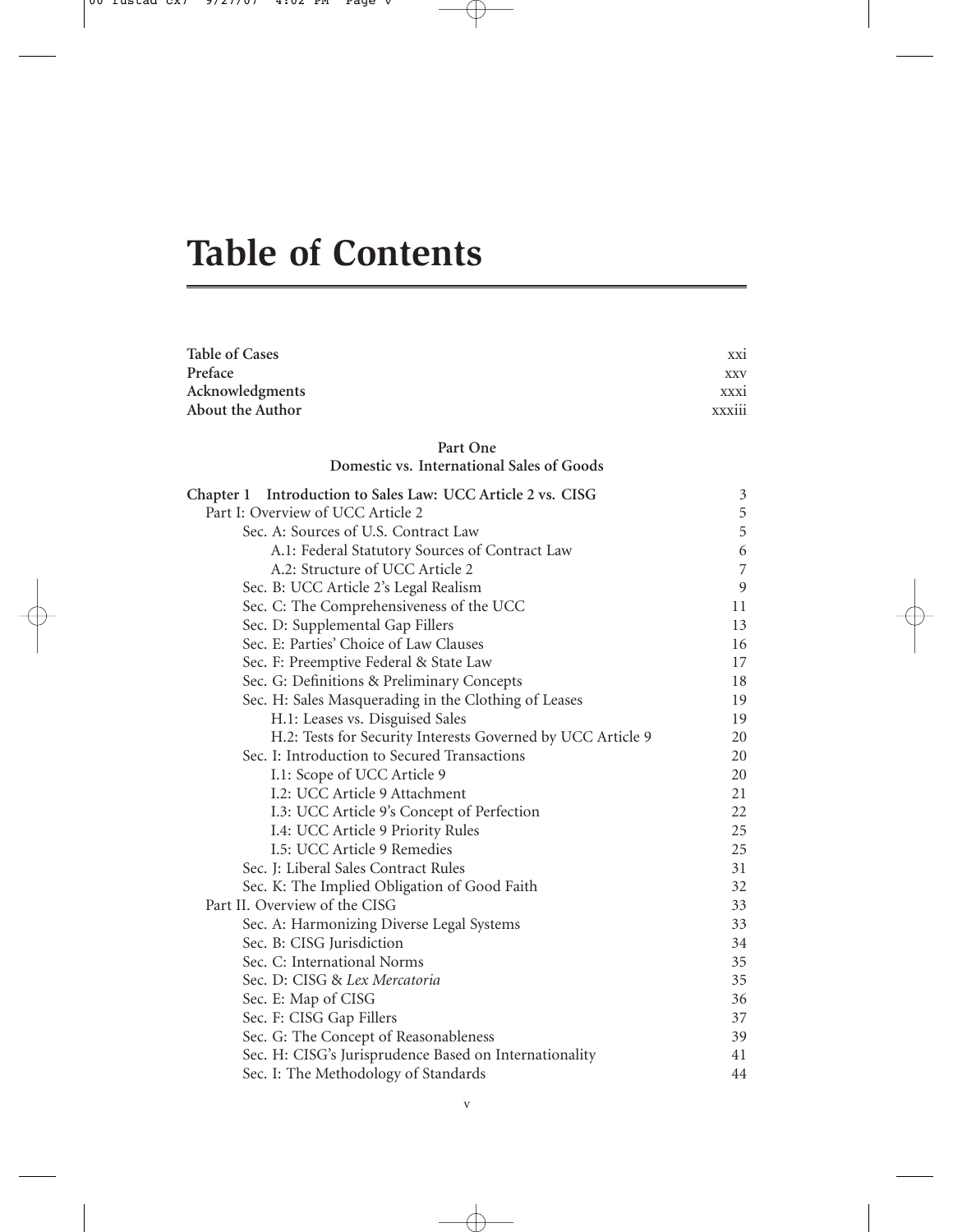# Table of Contents

| | |
|---|---|
| **Table of Cases** | xxi |
| **Preface** | xxv |
| **Acknowledgments** | xxxi |
| **About the Author** | xxxiii |

**Part One**
**Domestic vs. International Sales of Goods**

| | |
|---|---|
| **Chapter 1 Introduction to Sales Law: UCC Article 2 vs. CISG** | 3 |
| Part I: Overview of UCC Article 2 | 5 |
| Sec. A: Sources of U.S. Contract Law | 5 |
| A.1: Federal Statutory Sources of Contract Law | 6 |
| A.2: Structure of UCC Article 2 | 7 |
| Sec. B: UCC Article 2's Legal Realism | 9 |
| Sec. C: The Comprehensiveness of the UCC | 11 |
| Sec. D: Supplemental Gap Fillers | 13 |
| Sec. E: Parties' Choice of Law Clauses | 16 |
| Sec. F: Preemptive Federal & State Law | 17 |
| Sec. G: Definitions & Preliminary Concepts | 18 |
| Sec. H: Sales Masquerading in the Clothing of Leases | 19 |
| H.1: Leases vs. Disguised Sales | 19 |
| H.2: Tests for Security Interests Governed by UCC Article 9 | 20 |
| Sec. I: Introduction to Secured Transactions | 20 |
| I.1: Scope of UCC Article 9 | 20 |
| I.2: UCC Article 9 Attachment | 21 |
| I.3: UCC Article 9's Concept of Perfection | 22 |
| I.4: UCC Article 9 Priority Rules | 25 |
| I.5: UCC Article 9 Remedies | 25 |
| Sec. J: Liberal Sales Contract Rules | 31 |
| Sec. K: The Implied Obligation of Good Faith | 32 |
| Part II. Overview of the CISG | 33 |
| Sec. A: Harmonizing Diverse Legal Systems | 33 |
| Sec. B: CISG Jurisdiction | 34 |
| Sec. C: International Norms | 35 |
| Sec. D: CISG & *Lex Mercatoria* | 35 |
| Sec. E: Map of CISG | 36 |
| Sec. F: CISG Gap Fillers | 37 |
| Sec. G: The Concept of Reasonableness | 39 |
| Sec. H: CISG's Jurisprudence Based on Internationality | 41 |
| Sec. I: The Methodology of Standards | 44 |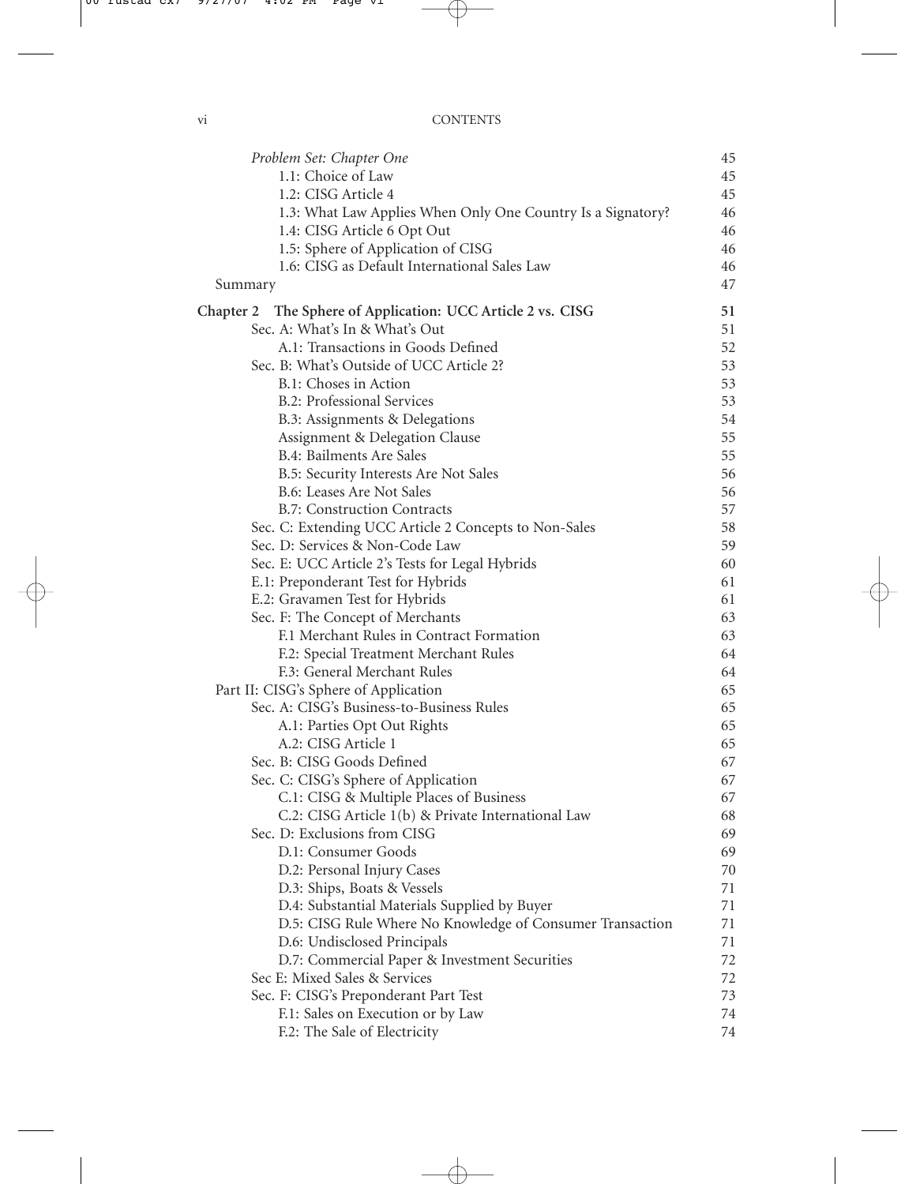*Problem Set: Chapter One* 45
- 1.1: Choice of Law 45
- 1.2: CISG Article 4 45
- 1.3: What Law Applies When Only One Country Is a Signatory? 46
- 1.4: CISG Article 6 Opt Out 46
- 1.5: Sphere of Application of CISG 46
- 1.6: CISG as Default International Sales Law 46

Summary 47

**Chapter 2 The Sphere of Application: UCC Article 2 vs. CISG** 51

- Sec. A: What's In & What's Out 51
  - A.1: Transactions in Goods Defined 52
- Sec. B: What's Outside of UCC Article 2? 53
  - B.1: Choses in Action 53
  - B.2: Professional Services 53
  - B.3: Assignments & Delegations 54
  - Assignment & Delegation Clause 55
  - B.4: Bailments Are Sales 55
  - B.5: Security Interests Are Not Sales 56
  - B.6: Leases Are Not Sales 56
  - B.7: Construction Contracts 57
- Sec. C: Extending UCC Article 2 Concepts to Non-Sales 58
- Sec. D: Services & Non-Code Law 59
- Sec. E: UCC Article 2's Tests for Legal Hybrids 60
- E.1: Preponderant Test for Hybrids 61
- E.2: Gravamen Test for Hybrids 61
- Sec. F: The Concept of Merchants 63
  - F.1 Merchant Rules in Contract Formation 63
  - F.2: Special Treatment Merchant Rules 64
  - F.3: General Merchant Rules 64

Part II: CISG's Sphere of Application 65

- Sec. A: CISG's Business-to-Business Rules 65
  - A.1: Parties Opt Out Rights 65
  - A.2: CISG Article 1 65
- Sec. B: CISG Goods Defined 67
- Sec. C: CISG's Sphere of Application 67
  - C.1: CISG & Multiple Places of Business 67
  - C.2: CISG Article 1(b) & Private International Law 68
- Sec. D: Exclusions from CISG 69
  - D.1: Consumer Goods 69
  - D.2: Personal Injury Cases 70
  - D.3: Ships, Boats & Vessels 71
  - D.4: Substantial Materials Supplied by Buyer 71
  - D.5: CISG Rule Where No Knowledge of Consumer Transaction 71
  - D.6: Undisclosed Principals 71
  - D.7: Commercial Paper & Investment Securities 72
- Sec E: Mixed Sales & Services 72
- Sec. F: CISG's Preponderant Part Test 73
  - F.1: Sales on Execution or by Law 74
  - F.2: The Sale of Electricity 74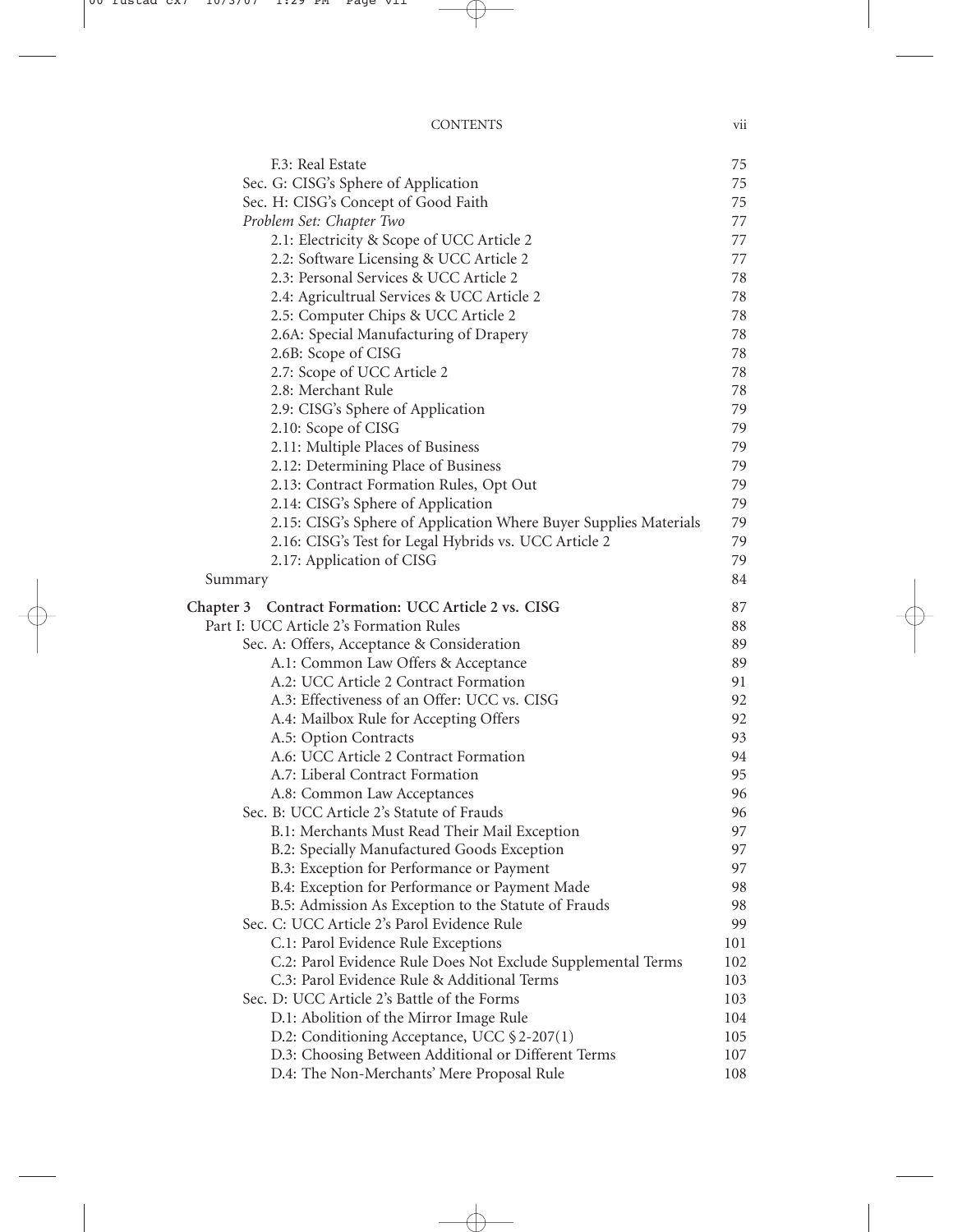F.3: Real Estate 75
Sec. G: CISG's Sphere of Application 75
Sec. H: CISG's Concept of Good Faith 75
*Problem Set: Chapter Two* 77
2.1: Electricity & Scope of UCC Article 2 77
2.2: Software Licensing & UCC Article 2 77
2.3: Personal Services & UCC Article 2 78
2.4: Agricultrual Services & UCC Article 2 78
2.5: Computer Chips & UCC Article 2 78
2.6A: Special Manufacturing of Drapery 78
2.6B: Scope of CISG 78
2.7: Scope of UCC Article 2 78
2.8: Merchant Rule 78
2.9: CISG's Sphere of Application 79
2.10: Scope of CISG 79
2.11: Multiple Places of Business 79
2.12: Determining Place of Business 79
2.13: Contract Formation Rules, Opt Out 79
2.14: CISG's Sphere of Application 79
2.15: CISG's Sphere of Application Where Buyer Supplies Materials 79
2.16: CISG's Test for Legal Hybrids vs. UCC Article 2 79
2.17: Application of CISG 79
Summary 84

**Chapter 3 Contract Formation: UCC Article 2 vs. CISG** 87
Part I: UCC Article 2's Formation Rules 88
Sec. A: Offers, Acceptance & Consideration 89
A.1: Common Law Offers & Acceptance 89
A.2: UCC Article 2 Contract Formation 91
A.3: Effectiveness of an Offer: UCC vs. CISG 92
A.4: Mailbox Rule for Accepting Offers 92
A.5: Option Contracts 93
A.6: UCC Article 2 Contract Formation 94
A.7: Liberal Contract Formation 95
A.8: Common Law Acceptances 96
Sec. B: UCC Article 2's Statute of Frauds 96
B.1: Merchants Must Read Their Mail Exception 97
B.2: Specially Manufactured Goods Exception 97
B.3: Exception for Performance or Payment 97
B.4: Exception for Performance or Payment Made 98
B.5: Admission As Exception to the Statute of Frauds 98
Sec. C: UCC Article 2's Parol Evidence Rule 99
C.1: Parol Evidence Rule Exceptions 101
C.2: Parol Evidence Rule Does Not Exclude Supplemental Terms 102
C.3: Parol Evidence Rule & Additional Terms 103
Sec. D: UCC Article 2's Battle of the Forms 103
D.1: Abolition of the Mirror Image Rule 104
D.2: Conditioning Acceptance, UCC § 2-207(1) 105
D.3: Choosing Between Additional or Different Terms 107
D.4: The Non-Merchants' Mere Proposal Rule 108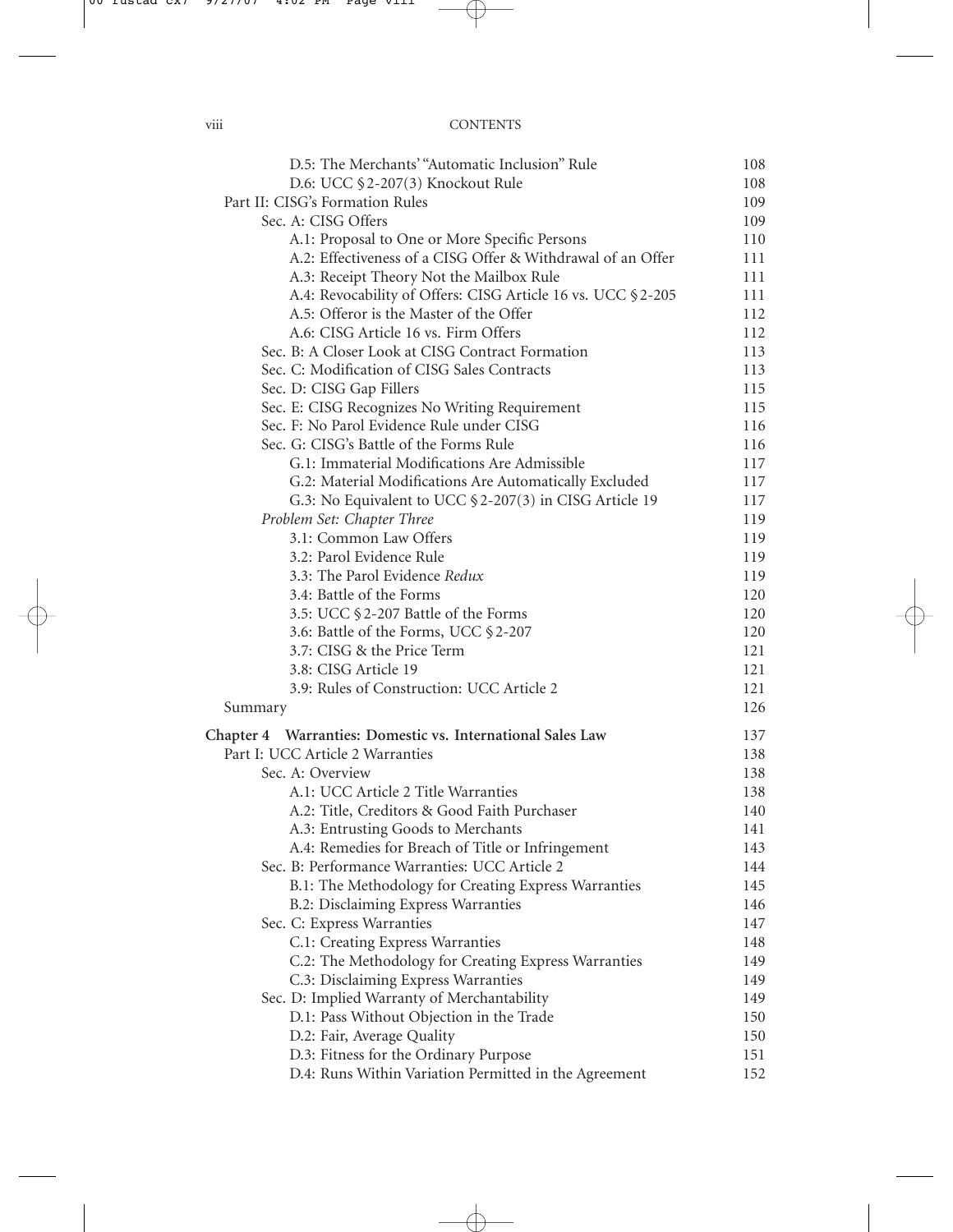D.5: The Merchants' "Automatic Inclusion" Rule 108
D.6: UCC §2-207(3) Knockout Rule 108

Part II: CISG's Formation Rules 109

Sec. A: CISG Offers 109
A.1: Proposal to One or More Specific Persons 110
A.2: Effectiveness of a CISG Offer & Withdrawal of an Offer 111
A.3: Receipt Theory Not the Mailbox Rule 111
A.4: Revocability of Offers: CISG Article 16 vs. UCC §2-205 111
A.5: Offeror is the Master of the Offer 112
A.6: CISG Article 16 vs. Firm Offers 112

Sec. B: A Closer Look at CISG Contract Formation 113
Sec. C: Modification of CISG Sales Contracts 113
Sec. D: CISG Gap Fillers 115
Sec. E: CISG Recognizes No Writing Requirement 115
Sec. F: No Parol Evidence Rule under CISG 116
Sec. G: CISG's Battle of the Forms Rule 116
G.1: Immaterial Modifications Are Admissible 117
G.2: Material Modifications Are Automatically Excluded 117
G.3: No Equivalent to UCC §2-207(3) in CISG Article 19 117

*Problem Set: Chapter Three* 119
3.1: Common Law Offers 119
3.2: Parol Evidence Rule 119
3.3: The Parol Evidence *Redux* 119
3.4: Battle of the Forms 120
3.5: UCC §2-207 Battle of the Forms 120
3.6: Battle of the Forms, UCC §2-207 120
3.7: CISG & the Price Term 121
3.8: CISG Article 19 121
3.9: Rules of Construction: UCC Article 2 121

Summary 126

**Chapter 4 Warranties: Domestic vs. International Sales Law** 137

Part I: UCC Article 2 Warranties 138

Sec. A: Overview 138
A.1: UCC Article 2 Title Warranties 138
A.2: Title, Creditors & Good Faith Purchaser 140
A.3: Entrusting Goods to Merchants 141
A.4: Remedies for Breach of Title or Infringement 143

Sec. B: Performance Warranties: UCC Article 2 144
B.1: The Methodology for Creating Express Warranties 145
B.2: Disclaiming Express Warranties 146

Sec. C: Express Warranties 147
C.1: Creating Express Warranties 148
C.2: The Methodology for Creating Express Warranties 149
C.3: Disclaiming Express Warranties 149

Sec. D: Implied Warranty of Merchantability 149
D.1: Pass Without Objection in the Trade 150
D.2: Fair, Average Quality 150
D.3: Fitness for the Ordinary Purpose 151
D.4: Runs Within Variation Permitted in the Agreement 152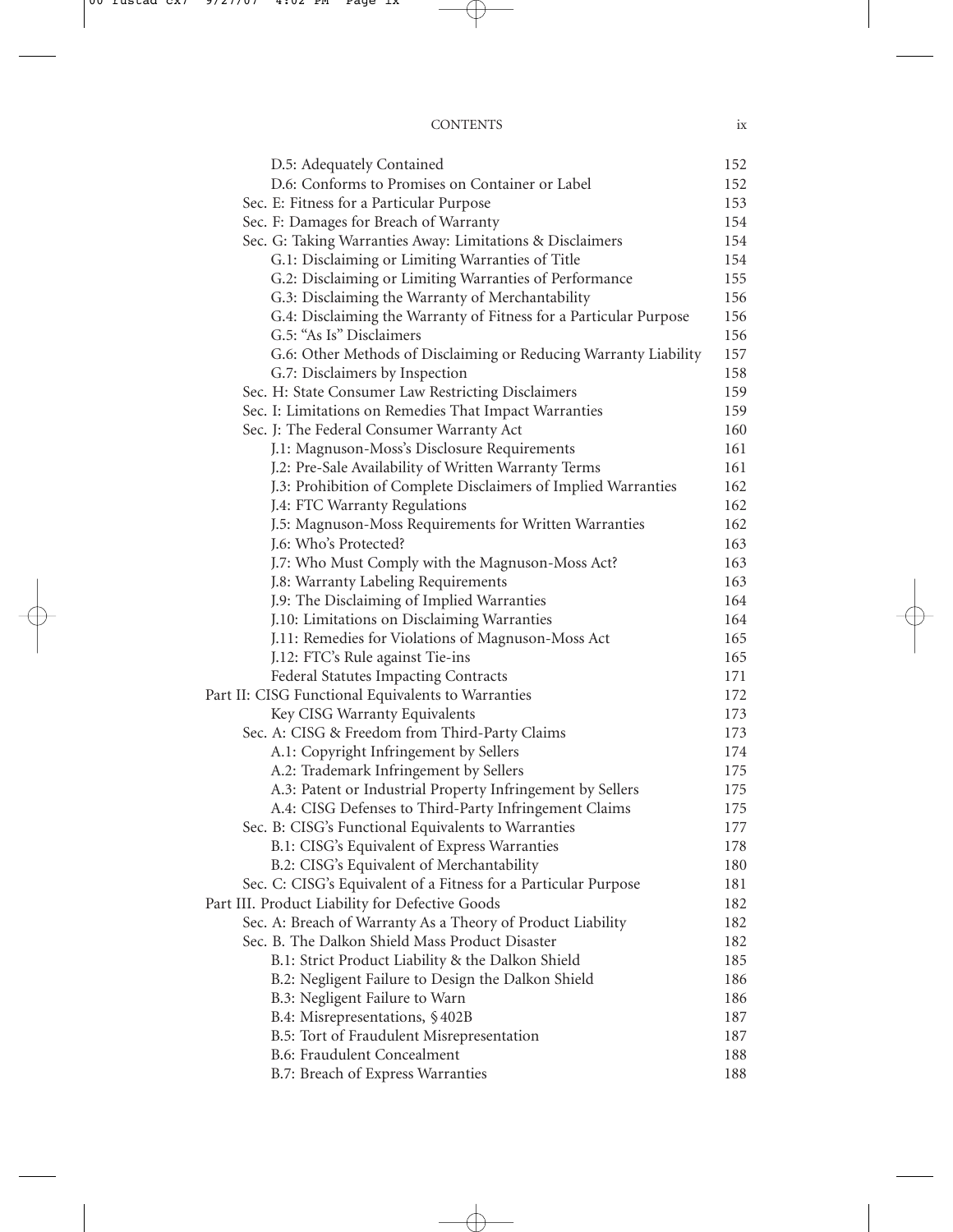| | |
|---|---|
| D.5: Adequately Contained | 152 |
| D.6: Conforms to Promises on Container or Label | 152 |
| Sec. E: Fitness for a Particular Purpose | 153 |
| Sec. F: Damages for Breach of Warranty | 154 |
| Sec. G: Taking Warranties Away: Limitations & Disclaimers | 154 |
| G.1: Disclaiming or Limiting Warranties of Title | 154 |
| G.2: Disclaiming or Limiting Warranties of Performance | 155 |
| G.3: Disclaiming the Warranty of Merchantability | 156 |
| G.4: Disclaiming the Warranty of Fitness for a Particular Purpose | 156 |
| G.5: "As Is" Disclaimers | 156 |
| G.6: Other Methods of Disclaiming or Reducing Warranty Liability | 157 |
| G.7: Disclaimers by Inspection | 158 |
| Sec. H: State Consumer Law Restricting Disclaimers | 159 |
| Sec. I: Limitations on Remedies That Impact Warranties | 159 |
| Sec. J: The Federal Consumer Warranty Act | 160 |
| J.1: Magnuson-Moss's Disclosure Requirements | 161 |
| J.2: Pre-Sale Availability of Written Warranty Terms | 161 |
| J.3: Prohibition of Complete Disclaimers of Implied Warranties | 162 |
| J.4: FTC Warranty Regulations | 162 |
| J.5: Magnuson-Moss Requirements for Written Warranties | 162 |
| J.6: Who's Protected? | 163 |
| J.7: Who Must Comply with the Magnuson-Moss Act? | 163 |
| J.8: Warranty Labeling Requirements | 163 |
| J.9: The Disclaiming of Implied Warranties | 164 |
| J.10: Limitations on Disclaiming Warranties | 164 |
| J.11: Remedies for Violations of Magnuson-Moss Act | 165 |
| J.12: FTC's Rule against Tie-ins | 165 |
| Federal Statutes Impacting Contracts | 171 |
| Part II: CISG Functional Equivalents to Warranties | 172 |
| Key CISG Warranty Equivalents | 173 |
| Sec. A: CISG & Freedom from Third-Party Claims | 173 |
| A.1: Copyright Infringement by Sellers | 174 |
| A.2: Trademark Infringement by Sellers | 175 |
| A.3: Patent or Industrial Property Infringement by Sellers | 175 |
| A.4: CISG Defenses to Third-Party Infringement Claims | 175 |
| Sec. B: CISG's Functional Equivalents to Warranties | 177 |
| B.1: CISG's Equivalent of Express Warranties | 178 |
| B.2: CISG's Equivalent of Merchantability | 180 |
| Sec. C: CISG's Equivalent of a Fitness for a Particular Purpose | 181 |
| Part III. Product Liability for Defective Goods | 182 |
| Sec. A: Breach of Warranty As a Theory of Product Liability | 182 |
| Sec. B. The Dalkon Shield Mass Product Disaster | 182 |
| B.1: Strict Product Liability & the Dalkon Shield | 185 |
| B.2: Negligent Failure to Design the Dalkon Shield | 186 |
| B.3: Negligent Failure to Warn | 186 |
| B.4: Misrepresentations, §402B | 187 |
| B.5: Tort of Fraudulent Misrepresentation | 187 |
| B.6: Fraudulent Concealment | 188 |
| B.7: Breach of Express Warranties | 188 |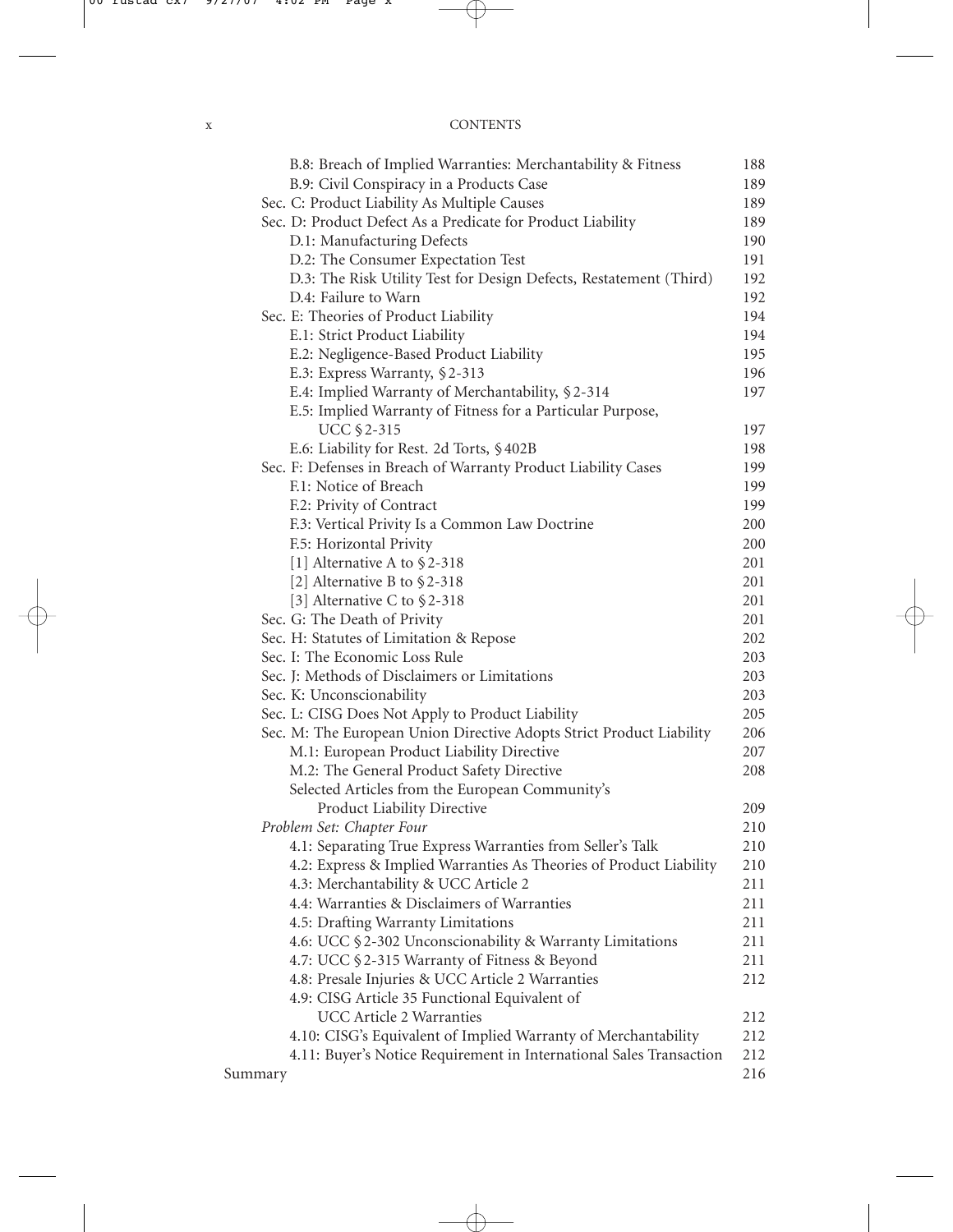| | |
|---|---|
| B.8: Breach of Implied Warranties: Merchantability & Fitness | 188 |
| B.9: Civil Conspiracy in a Products Case | 189 |
| Sec. C: Product Liability As Multiple Causes | 189 |
| Sec. D: Product Defect As a Predicate for Product Liability | 189 |
| D.1: Manufacturing Defects | 190 |
| D.2: The Consumer Expectation Test | 191 |
| D.3: The Risk Utility Test for Design Defects, Restatement (Third) | 192 |
| D.4: Failure to Warn | 192 |
| Sec. E: Theories of Product Liability | 194 |
| E.1: Strict Product Liability | 194 |
| E.2: Negligence-Based Product Liability | 195 |
| E.3: Express Warranty, §2-313 | 196 |
| E.4: Implied Warranty of Merchantability, §2-314 | 197 |
| E.5: Implied Warranty of Fitness for a Particular Purpose, UCC §2-315 | 197 |
| E.6: Liability for Rest. 2d Torts, §402B | 198 |
| Sec. F: Defenses in Breach of Warranty Product Liability Cases | 199 |
| F.1: Notice of Breach | 199 |
| F.2: Privity of Contract | 199 |
| F.3: Vertical Privity Is a Common Law Doctrine | 200 |
| F.5: Horizontal Privity | 200 |
| [1] Alternative A to §2-318 | 201 |
| [2] Alternative B to §2-318 | 201 |
| [3] Alternative C to §2-318 | 201 |
| Sec. G: The Death of Privity | 201 |
| Sec. H: Statutes of Limitation & Repose | 202 |
| Sec. I: The Economic Loss Rule | 203 |
| Sec. J: Methods of Disclaimers or Limitations | 203 |
| Sec. K: Unconscionability | 203 |
| Sec. L: CISG Does Not Apply to Product Liability | 205 |
| Sec. M: The European Union Directive Adopts Strict Product Liability | 206 |
| M.1: European Product Liability Directive | 207 |
| M.2: The General Product Safety Directive | 208 |
| Selected Articles from the European Community's Product Liability Directive | 209 |
| *Problem Set: Chapter Four* | 210 |
| 4.1: Separating True Express Warranties from Seller's Talk | 210 |
| 4.2: Express & Implied Warranties As Theories of Product Liability | 210 |
| 4.3: Merchantability & UCC Article 2 | 211 |
| 4.4: Warranties & Disclaimers of Warranties | 211 |
| 4.5: Drafting Warranty Limitations | 211 |
| 4.6: UCC §2-302 Unconscionability & Warranty Limitations | 211 |
| 4.7: UCC §2-315 Warranty of Fitness & Beyond | 211 |
| 4.8: Presale Injuries & UCC Article 2 Warranties | 212 |
| 4.9: CISG Article 35 Functional Equivalent of UCC Article 2 Warranties | 212 |
| 4.10: CISG's Equivalent of Implied Warranty of Merchantability | 212 |
| 4.11: Buyer's Notice Requirement in International Sales Transaction | 212 |
| Summary | 216 |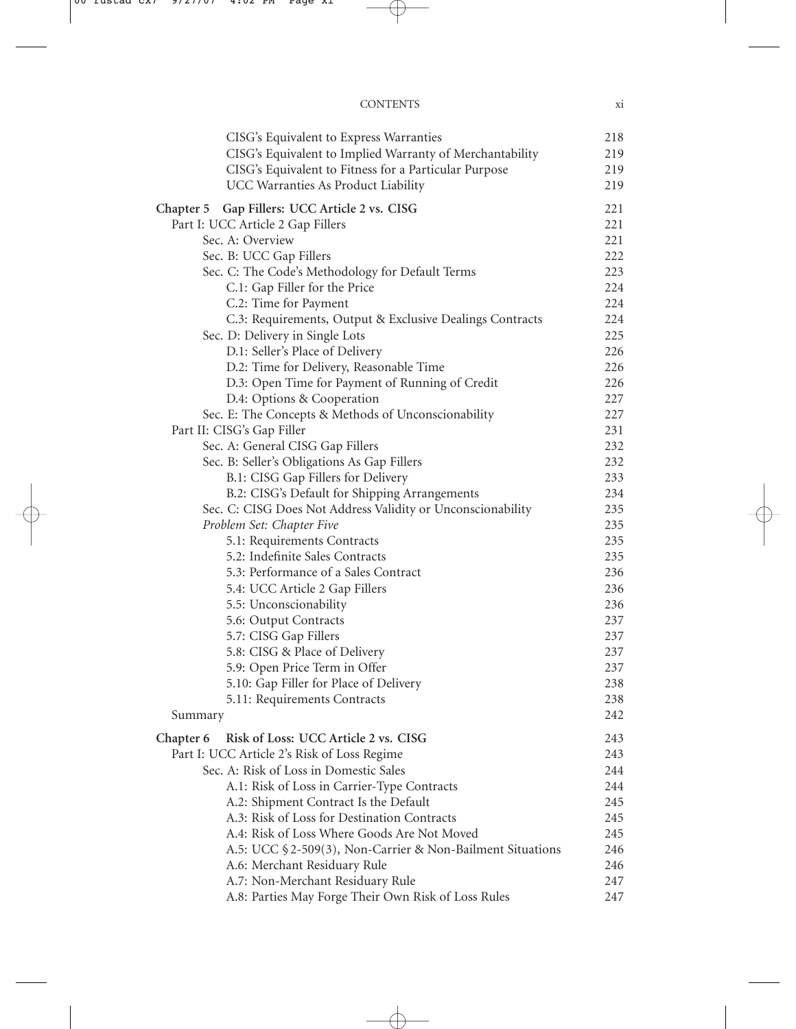| | |
|---|---|
| CISG's Equivalent to Express Warranties | 218 |
| CISG's Equivalent to Implied Warranty of Merchantability | 219 |
| CISG's Equivalent to Fitness for a Particular Purpose | 219 |
| UCC Warranties As Product Liability | 219 |
| **Chapter 5 Gap Fillers: UCC Article 2 vs. CISG** | 221 |
| Part I: UCC Article 2 Gap Fillers | 221 |
| Sec. A: Overview | 221 |
| Sec. B: UCC Gap Fillers | 222 |
| Sec. C: The Code's Methodology for Default Terms | 223 |
| C.1: Gap Filler for the Price | 224 |
| C.2: Time for Payment | 224 |
| C.3: Requirements, Output & Exclusive Dealings Contracts | 224 |
| Sec. D: Delivery in Single Lots | 225 |
| D.1: Seller's Place of Delivery | 226 |
| D.2: Time for Delivery, Reasonable Time | 226 |
| D.3: Open Time for Payment of Running of Credit | 226 |
| D.4: Options & Cooperation | 227 |
| Sec. E: The Concepts & Methods of Unconscionability | 227 |
| Part II: CISG's Gap Filler | 231 |
| Sec. A: General CISG Gap Fillers | 232 |
| Sec. B: Seller's Obligations As Gap Fillers | 232 |
| B.1: CISG Gap Fillers for Delivery | 233 |
| B.2: CISG's Default for Shipping Arrangements | 234 |
| Sec. C: CISG Does Not Address Validity or Unconscionability | 235 |
| *Problem Set: Chapter Five* | 235 |
| 5.1: Requirements Contracts | 235 |
| 5.2: Indefinite Sales Contracts | 235 |
| 5.3: Performance of a Sales Contract | 236 |
| 5.4: UCC Article 2 Gap Fillers | 236 |
| 5.5: Unconscionability | 236 |
| 5.6: Output Contracts | 237 |
| 5.7: CISG Gap Fillers | 237 |
| 5.8: CISG & Place of Delivery | 237 |
| 5.9: Open Price Term in Offer | 237 |
| 5.10: Gap Filler for Place of Delivery | 238 |
| 5.11: Requirements Contracts | 238 |
| Summary | 242 |
| **Chapter 6 Risk of Loss: UCC Article 2 vs. CISG** | 243 |
| Part I: UCC Article 2's Risk of Loss Regime | 243 |
| Sec. A: Risk of Loss in Domestic Sales | 244 |
| A.1: Risk of Loss in Carrier-Type Contracts | 244 |
| A.2: Shipment Contract Is the Default | 245 |
| A.3: Risk of Loss for Destination Contracts | 245 |
| A.4: Risk of Loss Where Goods Are Not Moved | 245 |
| A.5: UCC § 2-509(3), Non-Carrier & Non-Bailment Situations | 246 |
| A.6: Merchant Residuary Rule | 246 |
| A.7: Non-Merchant Residuary Rule | 247 |
| A.8: Parties May Forge Their Own Risk of Loss Rules | 247 |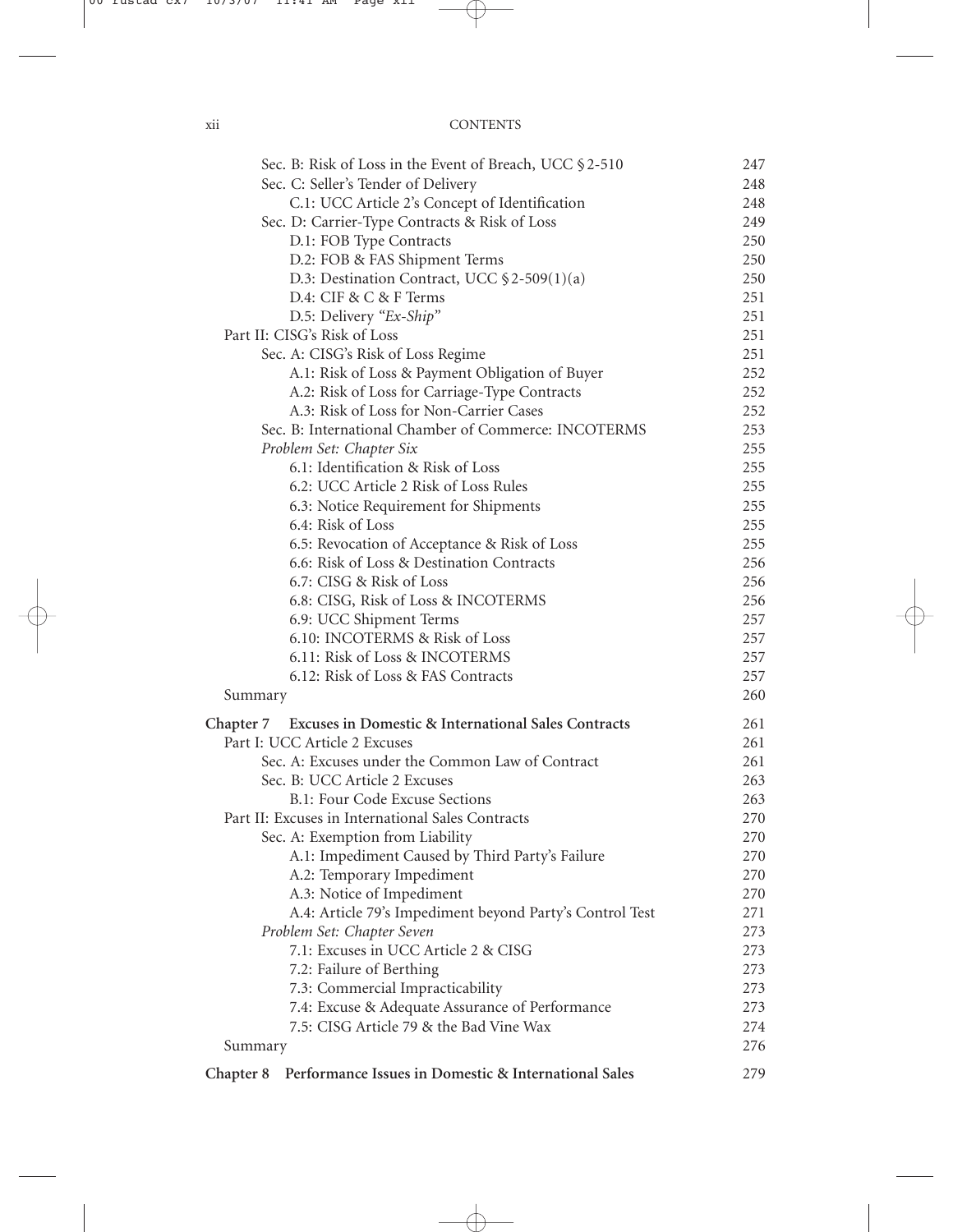Sec. B: Risk of Loss in the Event of Breach, UCC § 2-510 247
Sec. C: Seller's Tender of Delivery 248
C.1: UCC Article 2's Concept of Identification 248
Sec. D: Carrier-Type Contracts & Risk of Loss 249
D.1: FOB Type Contracts 250
D.2: FOB & FAS Shipment Terms 250
D.3: Destination Contract, UCC § 2-509(1)(a) 250
D.4: CIF & C & F Terms 251
D.5: Delivery *"Ex-Ship"* 251
Part II: CISG's Risk of Loss 251
Sec. A: CISG's Risk of Loss Regime 251
A.1: Risk of Loss & Payment Obligation of Buyer 252
A.2: Risk of Loss for Carriage-Type Contracts 252
A.3: Risk of Loss for Non-Carrier Cases 252
Sec. B: International Chamber of Commerce: INCOTERMS 253
*Problem Set: Chapter Six* 255
6.1: Identification & Risk of Loss 255
6.2: UCC Article 2 Risk of Loss Rules 255
6.3: Notice Requirement for Shipments 255
6.4: Risk of Loss 255
6.5: Revocation of Acceptance & Risk of Loss 255
6.6: Risk of Loss & Destination Contracts 256
6.7: CISG & Risk of Loss 256
6.8: CISG, Risk of Loss & INCOTERMS 256
6.9: UCC Shipment Terms 257
6.10: INCOTERMS & Risk of Loss 257
6.11: Risk of Loss & INCOTERMS 257
6.12: Risk of Loss & FAS Contracts 257
Summary 260

**Chapter 7 Excuses in Domestic & International Sales Contracts** 261
Part I: UCC Article 2 Excuses 261
Sec. A: Excuses under the Common Law of Contract 261
Sec. B: UCC Article 2 Excuses 263
B.1: Four Code Excuse Sections 263
Part II: Excuses in International Sales Contracts 270
Sec. A: Exemption from Liability 270
A.1: Impediment Caused by Third Party's Failure 270
A.2: Temporary Impediment 270
A.3: Notice of Impediment 270
A.4: Article 79's Impediment beyond Party's Control Test 271
*Problem Set: Chapter Seven* 273
7.1: Excuses in UCC Article 2 & CISG 273
7.2: Failure of Berthing 273
7.3: Commercial Impracticability 273
7.4: Excuse & Adequate Assurance of Performance 273
7.5: CISG Article 79 & the Bad Vine Wax 274
Summary 276

**Chapter 8 Performance Issues in Domestic & International Sales** 279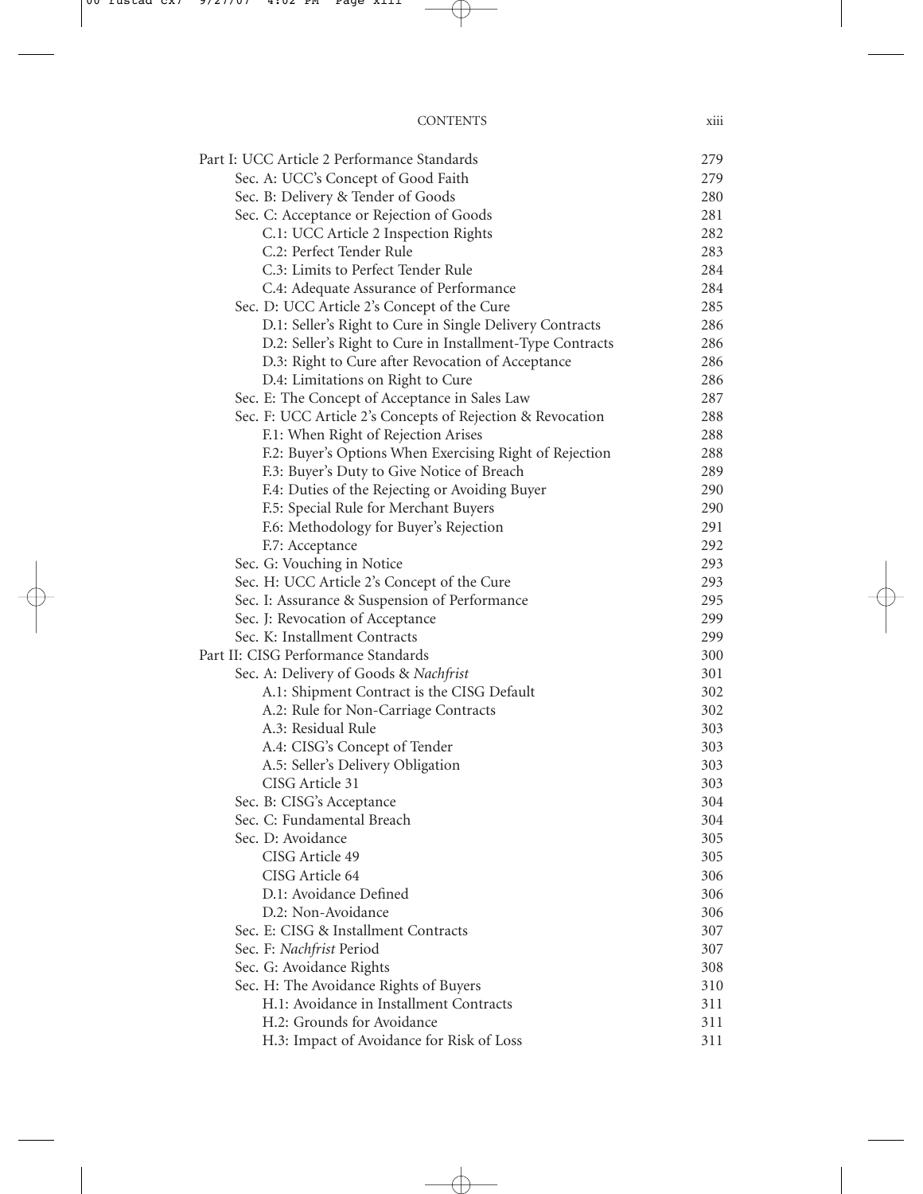| | |
|---|---|
| Part I: UCC Article 2 Performance Standards | 279 |
| Sec. A: UCC's Concept of Good Faith | 279 |
| Sec. B: Delivery & Tender of Goods | 280 |
| Sec. C: Acceptance or Rejection of Goods | 281 |
| C.1: UCC Article 2 Inspection Rights | 282 |
| C.2: Perfect Tender Rule | 283 |
| C.3: Limits to Perfect Tender Rule | 284 |
| C.4: Adequate Assurance of Performance | 284 |
| Sec. D: UCC Article 2's Concept of the Cure | 285 |
| D.1: Seller's Right to Cure in Single Delivery Contracts | 286 |
| D.2: Seller's Right to Cure in Installment-Type Contracts | 286 |
| D.3: Right to Cure after Revocation of Acceptance | 286 |
| D.4: Limitations on Right to Cure | 286 |
| Sec. E: The Concept of Acceptance in Sales Law | 287 |
| Sec. F: UCC Article 2's Concepts of Rejection & Revocation | 288 |
| F.1: When Right of Rejection Arises | 288 |
| F.2: Buyer's Options When Exercising Right of Rejection | 288 |
| F.3: Buyer's Duty to Give Notice of Breach | 289 |
| F.4: Duties of the Rejecting or Avoiding Buyer | 290 |
| F.5: Special Rule for Merchant Buyers | 290 |
| F.6: Methodology for Buyer's Rejection | 291 |
| F.7: Acceptance | 292 |
| Sec. G: Vouching in Notice | 293 |
| Sec. H: UCC Article 2's Concept of the Cure | 293 |
| Sec. I: Assurance & Suspension of Performance | 295 |
| Sec. J: Revocation of Acceptance | 299 |
| Sec. K: Installment Contracts | 299 |
| Part II: CISG Performance Standards | 300 |
| Sec. A: Delivery of Goods & *Nachfrist* | 301 |
| A.1: Shipment Contract is the CISG Default | 302 |
| A.2: Rule for Non-Carriage Contracts | 302 |
| A.3: Residual Rule | 303 |
| A.4: CISG's Concept of Tender | 303 |
| A.5: Seller's Delivery Obligation | 303 |
| CISG Article 31 | 303 |
| Sec. B: CISG's Acceptance | 304 |
| Sec. C: Fundamental Breach | 304 |
| Sec. D: Avoidance | 305 |
| CISG Article 49 | 305 |
| CISG Article 64 | 306 |
| D.1: Avoidance Defined | 306 |
| D.2: Non-Avoidance | 306 |
| Sec. E: CISG & Installment Contracts | 307 |
| Sec. F: *Nachfrist* Period | 307 |
| Sec. G: Avoidance Rights | 308 |
| Sec. H: The Avoidance Rights of Buyers | 310 |
| H.1: Avoidance in Installment Contracts | 311 |
| H.2: Grounds for Avoidance | 311 |
| H.3: Impact of Avoidance for Risk of Loss | 311 |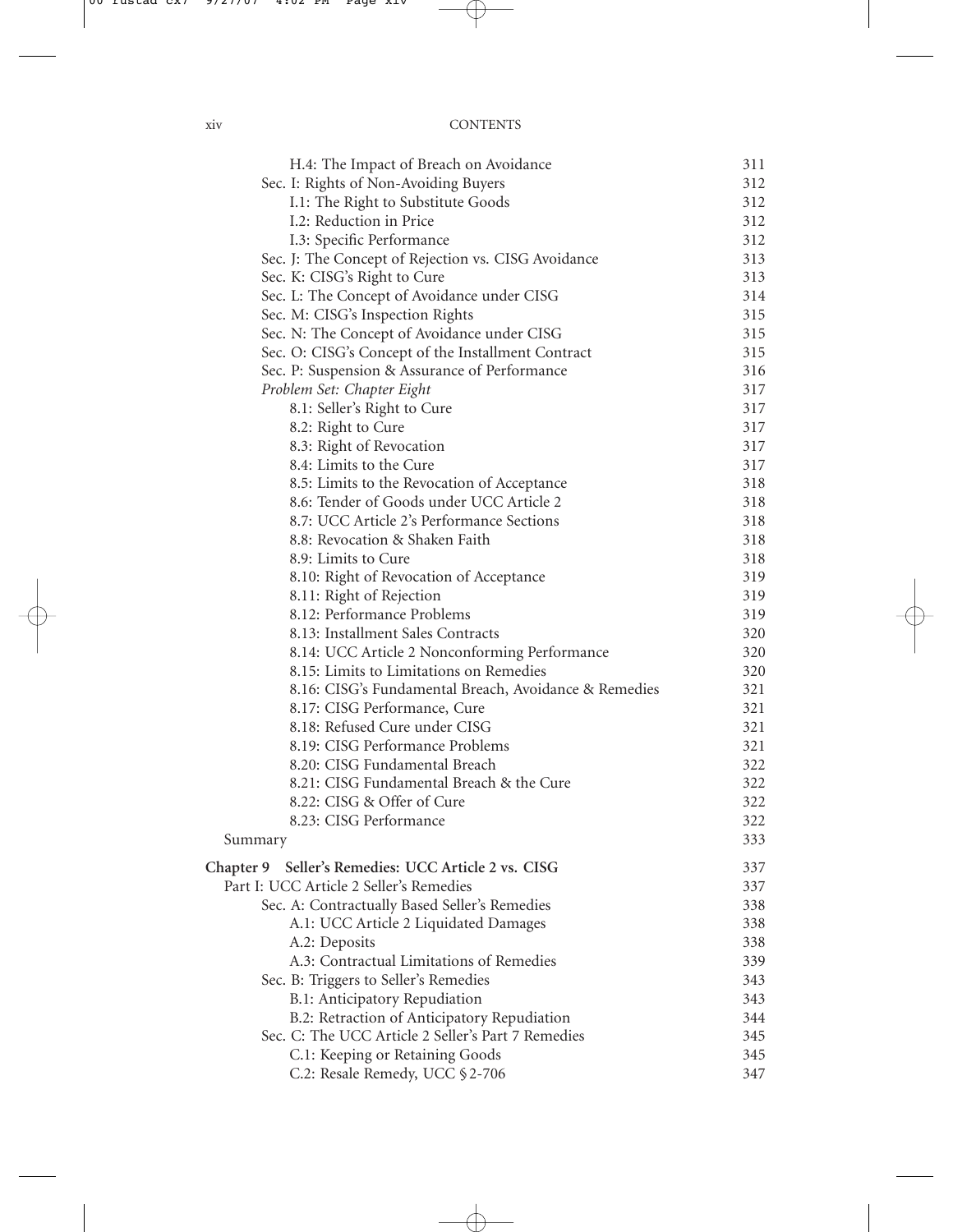H.4: The Impact of Breach on Avoidance 311
Sec. I: Rights of Non-Avoiding Buyers 312
I.1: The Right to Substitute Goods 312
I.2: Reduction in Price 312
I.3: Specific Performance 312
Sec. J: The Concept of Rejection vs. CISG Avoidance 313
Sec. K: CISG's Right to Cure 313
Sec. L: The Concept of Avoidance under CISG 314
Sec. M: CISG's Inspection Rights 315
Sec. N: The Concept of Avoidance under CISG 315
Sec. O: CISG's Concept of the Installment Contract 315
Sec. P: Suspension & Assurance of Performance 316
*Problem Set: Chapter Eight* 317
8.1: Seller's Right to Cure 317
8.2: Right to Cure 317
8.3: Right of Revocation 317
8.4: Limits to the Cure 317
8.5: Limits to the Revocation of Acceptance 318
8.6: Tender of Goods under UCC Article 2 318
8.7: UCC Article 2's Performance Sections 318
8.8: Revocation & Shaken Faith 318
8.9: Limits to Cure 318
8.10: Right of Revocation of Acceptance 319
8.11: Right of Rejection 319
8.12: Performance Problems 319
8.13: Installment Sales Contracts 320
8.14: UCC Article 2 Nonconforming Performance 320
8.15: Limits to Limitations on Remedies 320
8.16: CISG's Fundamental Breach, Avoidance & Remedies 321
8.17: CISG Performance, Cure 321
8.18: Refused Cure under CISG 321
8.19: CISG Performance Problems 321
8.20: CISG Fundamental Breach 322
8.21: CISG Fundamental Breach & the Cure 322
8.22: CISG & Offer of Cure 322
8.23: CISG Performance 322
Summary 333

**Chapter 9 Seller's Remedies: UCC Article 2 vs. CISG** 337
Part I: UCC Article 2 Seller's Remedies 337
Sec. A: Contractually Based Seller's Remedies 338
A.1: UCC Article 2 Liquidated Damages 338
A.2: Deposits 338
A.3: Contractual Limitations of Remedies 339
Sec. B: Triggers to Seller's Remedies 343
B.1: Anticipatory Repudiation 343
B.2: Retraction of Anticipatory Repudiation 344
Sec. C: The UCC Article 2 Seller's Part 7 Remedies 345
C.1: Keeping or Retaining Goods 345
C.2: Resale Remedy, UCC § 2-706 347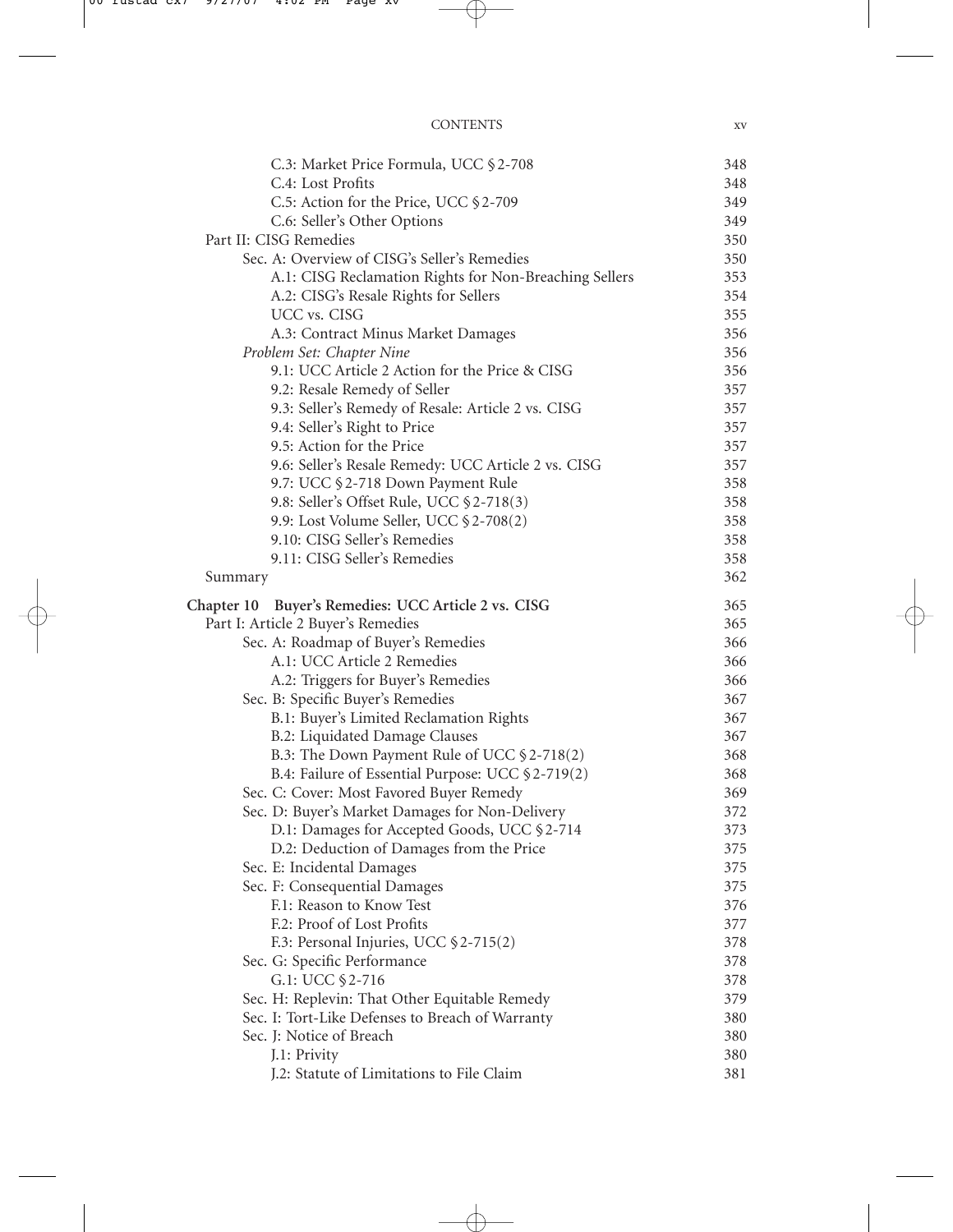| | |
|---|---|
| C.3: Market Price Formula, UCC §2-708 | 348 |
| C.4: Lost Profits | 348 |
| C.5: Action for the Price, UCC §2-709 | 349 |
| C.6: Seller's Other Options | 349 |
| Part II: CISG Remedies | 350 |
| Sec. A: Overview of CISG's Seller's Remedies | 350 |
| A.1: CISG Reclamation Rights for Non-Breaching Sellers | 353 |
| A.2: CISG's Resale Rights for Sellers | 354 |
| UCC vs. CISG | 355 |
| A.3: Contract Minus Market Damages | 356 |
| *Problem Set: Chapter Nine* | 356 |
| 9.1: UCC Article 2 Action for the Price & CISG | 356 |
| 9.2: Resale Remedy of Seller | 357 |
| 9.3: Seller's Remedy of Resale: Article 2 vs. CISG | 357 |
| 9.4: Seller's Right to Price | 357 |
| 9.5: Action for the Price | 357 |
| 9.6: Seller's Resale Remedy: UCC Article 2 vs. CISG | 357 |
| 9.7: UCC §2-718 Down Payment Rule | 358 |
| 9.8: Seller's Offset Rule, UCC §2-718(3) | 358 |
| 9.9: Lost Volume Seller, UCC §2-708(2) | 358 |
| 9.10: CISG Seller's Remedies | 358 |
| 9.11: CISG Seller's Remedies | 358 |
| Summary | 362 |
| **Chapter 10 Buyer's Remedies: UCC Article 2 vs. CISG** | 365 |
| Part I: Article 2 Buyer's Remedies | 365 |
| Sec. A: Roadmap of Buyer's Remedies | 366 |
| A.1: UCC Article 2 Remedies | 366 |
| A.2: Triggers for Buyer's Remedies | 366 |
| Sec. B: Specific Buyer's Remedies | 367 |
| B.1: Buyer's Limited Reclamation Rights | 367 |
| B.2: Liquidated Damage Clauses | 367 |
| B.3: The Down Payment Rule of UCC §2-718(2) | 368 |
| B.4: Failure of Essential Purpose: UCC §2-719(2) | 368 |
| Sec. C: Cover: Most Favored Buyer Remedy | 369 |
| Sec. D: Buyer's Market Damages for Non-Delivery | 372 |
| D.1: Damages for Accepted Goods, UCC §2-714 | 373 |
| D.2: Deduction of Damages from the Price | 375 |
| Sec. E: Incidental Damages | 375 |
| Sec. F: Consequential Damages | 375 |
| F.1: Reason to Know Test | 376 |
| F.2: Proof of Lost Profits | 377 |
| F.3: Personal Injuries, UCC §2-715(2) | 378 |
| Sec. G: Specific Performance | 378 |
| G.1: UCC §2-716 | 378 |
| Sec. H: Replevin: That Other Equitable Remedy | 379 |
| Sec. I: Tort-Like Defenses to Breach of Warranty | 380 |
| Sec. J: Notice of Breach | 380 |
| J.1: Privity | 380 |
| J.2: Statute of Limitations to File Claim | 381 |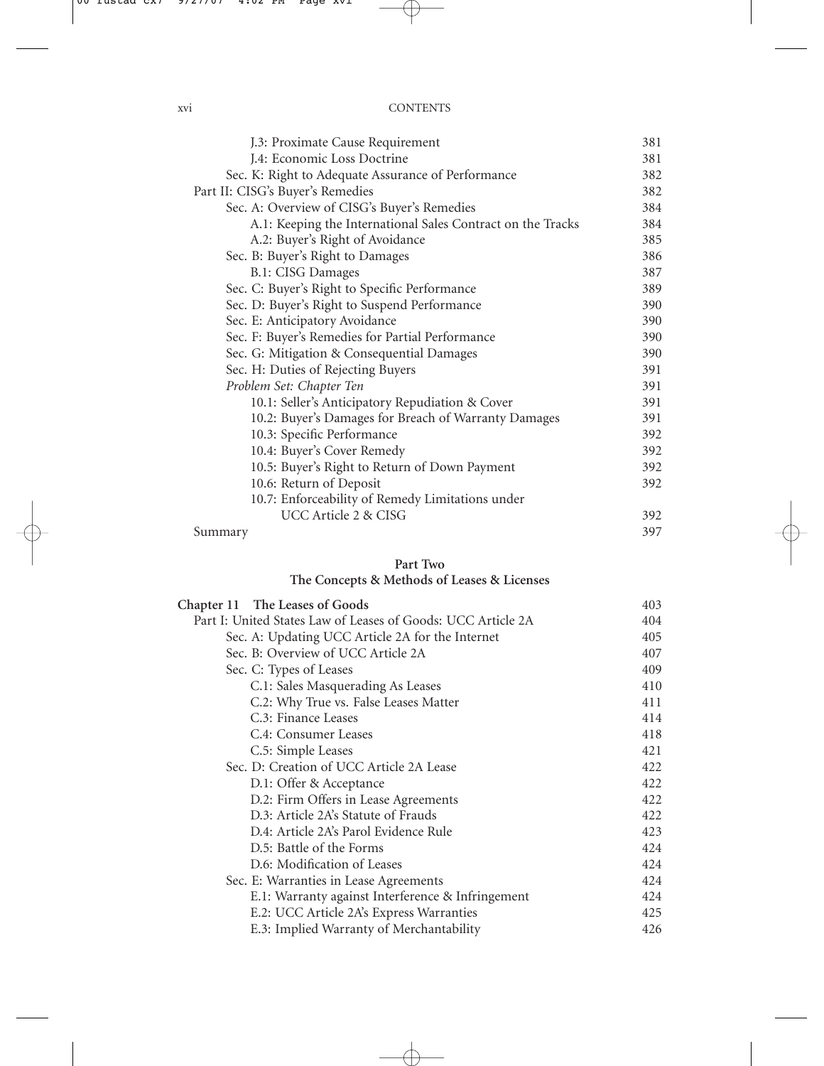| | |
|---|---|
| J.3: Proximate Cause Requirement | 381 |
| J.4: Economic Loss Doctrine | 381 |
| Sec. K: Right to Adequate Assurance of Performance | 382 |
| Part II: CISG's Buyer's Remedies | 382 |
| Sec. A: Overview of CISG's Buyer's Remedies | 384 |
| A.1: Keeping the International Sales Contract on the Tracks | 384 |
| A.2: Buyer's Right of Avoidance | 385 |
| Sec. B: Buyer's Right to Damages | 386 |
| B.1: CISG Damages | 387 |
| Sec. C: Buyer's Right to Specific Performance | 389 |
| Sec. D: Buyer's Right to Suspend Performance | 390 |
| Sec. E: Anticipatory Avoidance | 390 |
| Sec. F: Buyer's Remedies for Partial Performance | 390 |
| Sec. G: Mitigation & Consequential Damages | 390 |
| Sec. H: Duties of Rejecting Buyers | 391 |
| *Problem Set: Chapter Ten* | 391 |
| 10.1: Seller's Anticipatory Repudiation & Cover | 391 |
| 10.2: Buyer's Damages for Breach of Warranty Damages | 391 |
| 10.3: Specific Performance | 392 |
| 10.4: Buyer's Cover Remedy | 392 |
| 10.5: Buyer's Right to Return of Down Payment | 392 |
| 10.6: Return of Deposit | 392 |
| 10.7: Enforceability of Remedy Limitations under UCC Article 2 & CISG | 392 |
| Summary | 397 |

## Part Two
## The Concepts & Methods of Leases & Licenses

| | |
|---|---|
| **Chapter 11 The Leases of Goods** | 403 |
| Part I: United States Law of Leases of Goods: UCC Article 2A | 404 |
| Sec. A: Updating UCC Article 2A for the Internet | 405 |
| Sec. B: Overview of UCC Article 2A | 407 |
| Sec. C: Types of Leases | 409 |
| C.1: Sales Masquerading As Leases | 410 |
| C.2: Why True vs. False Leases Matter | 411 |
| C.3: Finance Leases | 414 |
| C.4: Consumer Leases | 418 |
| C.5: Simple Leases | 421 |
| Sec. D: Creation of UCC Article 2A Lease | 422 |
| D.1: Offer & Acceptance | 422 |
| D.2: Firm Offers in Lease Agreements | 422 |
| D.3: Article 2A's Statute of Frauds | 422 |
| D.4: Article 2A's Parol Evidence Rule | 423 |
| D.5: Battle of the Forms | 424 |
| D.6: Modification of Leases | 424 |
| Sec. E: Warranties in Lease Agreements | 424 |
| E.1: Warranty against Interference & Infringement | 424 |
| E.2: UCC Article 2A's Express Warranties | 425 |
| E.3: Implied Warranty of Merchantability | 426 |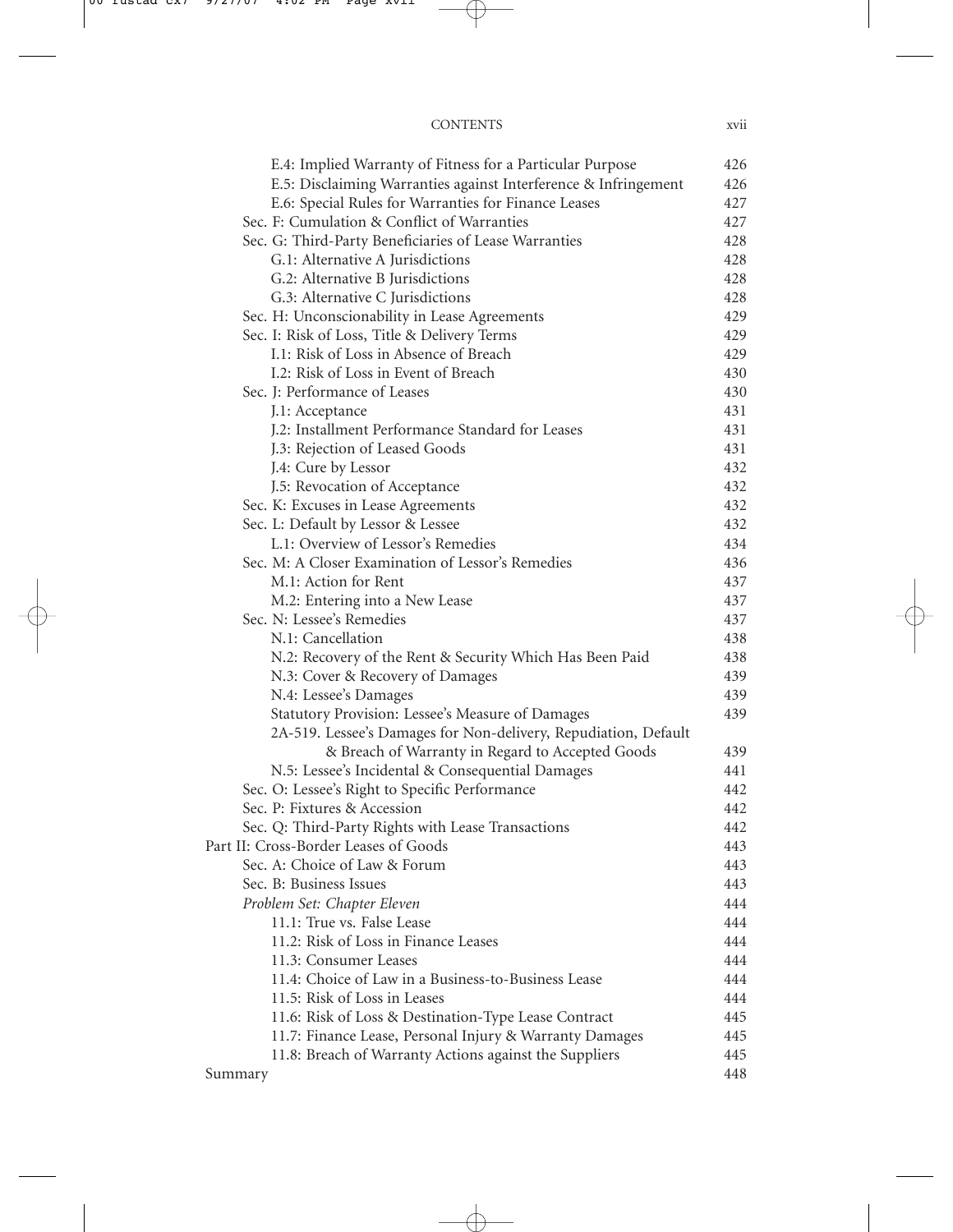E.4: Implied Warranty of Fitness for a Particular Purpose 426
E.5: Disclaiming Warranties against Interference & Infringement 426
E.6: Special Rules for Warranties for Finance Leases 427
Sec. F: Cumulation & Conflict of Warranties 427
Sec. G: Third-Party Beneficiaries of Lease Warranties 428
G.1: Alternative A Jurisdictions 428
G.2: Alternative B Jurisdictions 428
G.3: Alternative C Jurisdictions 428
Sec. H: Unconscionability in Lease Agreements 429
Sec. I: Risk of Loss, Title & Delivery Terms 429
I.1: Risk of Loss in Absence of Breach 429
I.2: Risk of Loss in Event of Breach 430
Sec. J: Performance of Leases 430
J.1: Acceptance 431
J.2: Installment Performance Standard for Leases 431
J.3: Rejection of Leased Goods 431
J.4: Cure by Lessor 432
J.5: Revocation of Acceptance 432
Sec. K: Excuses in Lease Agreements 432
Sec. L: Default by Lessor & Lessee 432
L.1: Overview of Lessor's Remedies 434
Sec. M: A Closer Examination of Lessor's Remedies 436
M.1: Action for Rent 437
M.2: Entering into a New Lease 437
Sec. N: Lessee's Remedies 437
N.1: Cancellation 438
N.2: Recovery of the Rent & Security Which Has Been Paid 438
N.3: Cover & Recovery of Damages 439
N.4: Lessee's Damages 439
Statutory Provision: Lessee's Measure of Damages 439
2A-519. Lessee's Damages for Non-delivery, Repudiation, Default & Breach of Warranty in Regard to Accepted Goods 439
N.5: Lessee's Incidental & Consequential Damages 441
Sec. O: Lessee's Right to Specific Performance 442
Sec. P: Fixtures & Accession 442
Sec. Q: Third-Party Rights with Lease Transactions 442
Part II: Cross-Border Leases of Goods 443
Sec. A: Choice of Law & Forum 443
Sec. B: Business Issues 443
*Problem Set: Chapter Eleven* 444
11.1: True vs. False Lease 444
11.2: Risk of Loss in Finance Leases 444
11.3: Consumer Leases 444
11.4: Choice of Law in a Business-to-Business Lease 444
11.5: Risk of Loss in Leases 444
11.6: Risk of Loss & Destination-Type Lease Contract 445
11.7: Finance Lease, Personal Injury & Warranty Damages 445
11.8: Breach of Warranty Actions against the Suppliers 445
Summary 448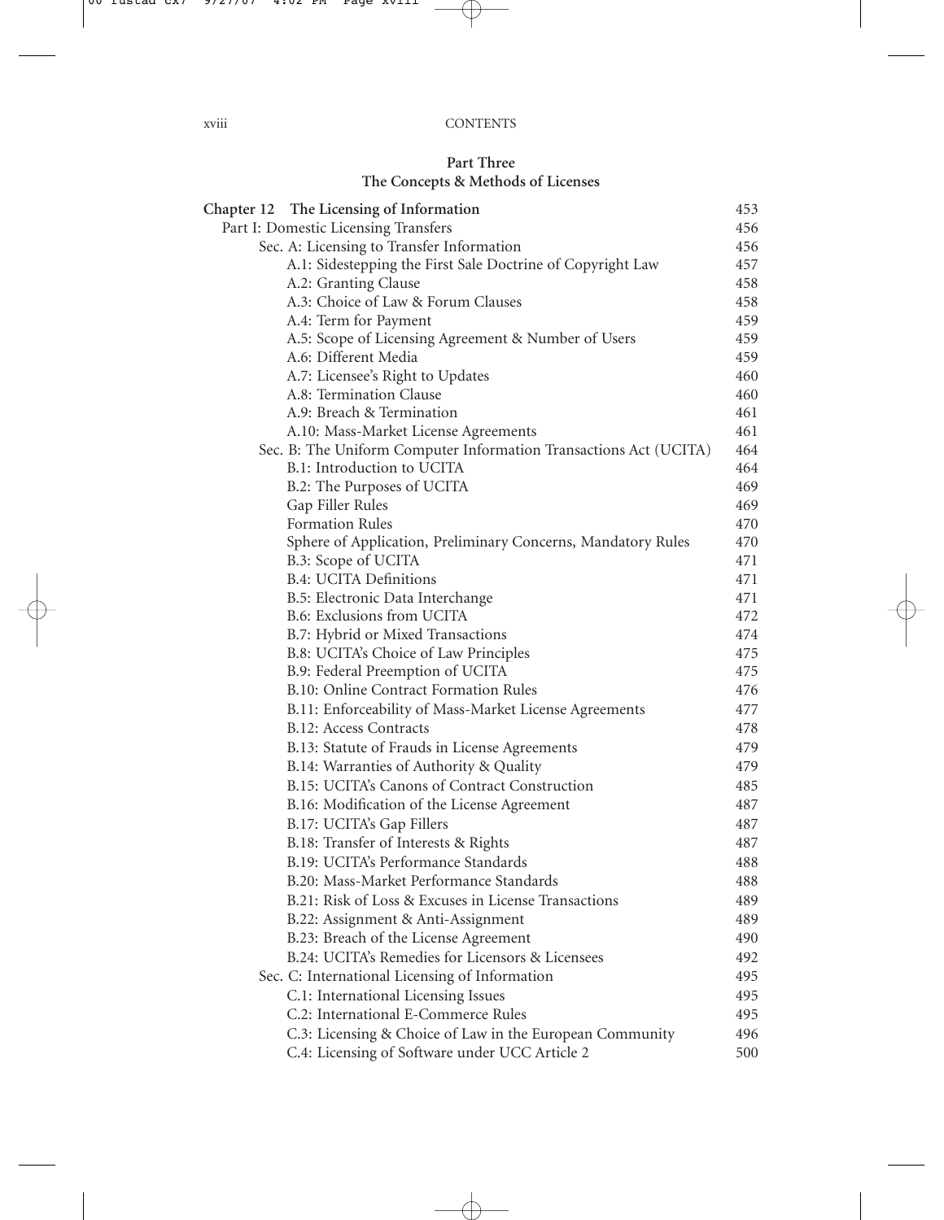## Part Three
## The Concepts & Methods of Licenses

| | |
|---|---|
| **Chapter 12 The Licensing of Information** | 453 |
| Part I: Domestic Licensing Transfers | 456 |
| Sec. A: Licensing to Transfer Information | 456 |
| A.1: Sidestepping the First Sale Doctrine of Copyright Law | 457 |
| A.2: Granting Clause | 458 |
| A.3: Choice of Law & Forum Clauses | 458 |
| A.4: Term for Payment | 459 |
| A.5: Scope of Licensing Agreement & Number of Users | 459 |
| A.6: Different Media | 459 |
| A.7: Licensee's Right to Updates | 460 |
| A.8: Termination Clause | 460 |
| A.9: Breach & Termination | 461 |
| A.10: Mass-Market License Agreements | 461 |
| Sec. B: The Uniform Computer Information Transactions Act (UCITA) | 464 |
| B.1: Introduction to UCITA | 464 |
| B.2: The Purposes of UCITA | 469 |
| Gap Filler Rules | 469 |
| Formation Rules | 470 |
| Sphere of Application, Preliminary Concerns, Mandatory Rules | 470 |
| B.3: Scope of UCITA | 471 |
| B.4: UCITA Definitions | 471 |
| B.5: Electronic Data Interchange | 471 |
| B.6: Exclusions from UCITA | 472 |
| B.7: Hybrid or Mixed Transactions | 474 |
| B.8: UCITA's Choice of Law Principles | 475 |
| B.9: Federal Preemption of UCITA | 475 |
| B.10: Online Contract Formation Rules | 476 |
| B.11: Enforceability of Mass-Market License Agreements | 477 |
| B.12: Access Contracts | 478 |
| B.13: Statute of Frauds in License Agreements | 479 |
| B.14: Warranties of Authority & Quality | 479 |
| B.15: UCITA's Canons of Contract Construction | 485 |
| B.16: Modification of the License Agreement | 487 |
| B.17: UCITA's Gap Fillers | 487 |
| B.18: Transfer of Interests & Rights | 487 |
| B.19: UCITA's Performance Standards | 488 |
| B.20: Mass-Market Performance Standards | 488 |
| B.21: Risk of Loss & Excuses in License Transactions | 489 |
| B.22: Assignment & Anti-Assignment | 489 |
| B.23: Breach of the License Agreement | 490 |
| B.24: UCITA's Remedies for Licensors & Licensees | 492 |
| Sec. C: International Licensing of Information | 495 |
| C.1: International Licensing Issues | 495 |
| C.2: International E-Commerce Rules | 495 |
| C.3: Licensing & Choice of Law in the European Community | 496 |
| C.4: Licensing of Software under UCC Article 2 | 500 |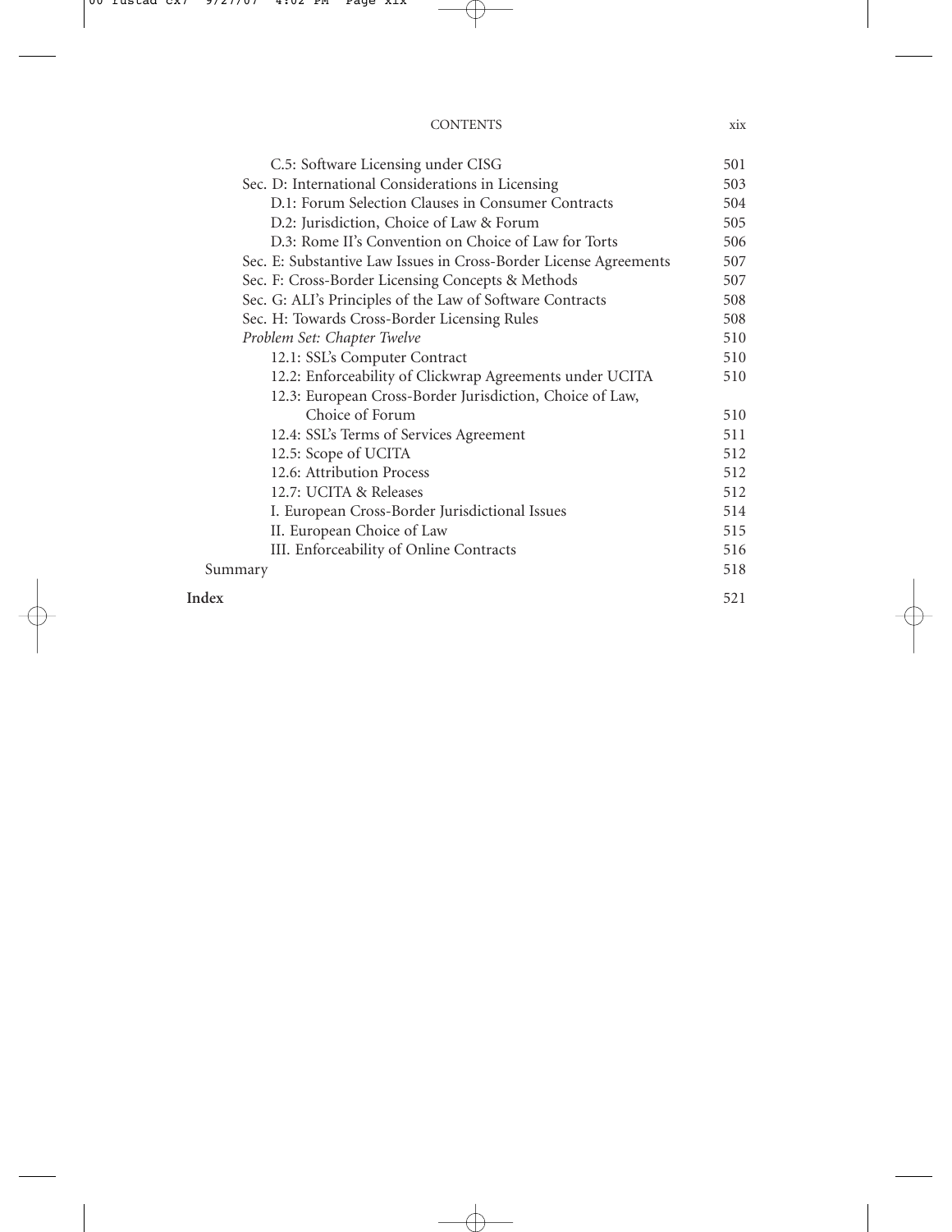C.5: Software Licensing under CISG 501

Sec. D: International Considerations in Licensing 503

D.1: Forum Selection Clauses in Consumer Contracts 504

D.2: Jurisdiction, Choice of Law & Forum 505

D.3: Rome II's Convention on Choice of Law for Torts 506

Sec. E: Substantive Law Issues in Cross-Border License Agreements 507

Sec. F: Cross-Border Licensing Concepts & Methods 507

Sec. G: ALI's Principles of the Law of Software Contracts 508

Sec. H: Towards Cross-Border Licensing Rules 508

*Problem Set: Chapter Twelve* 510

12.1: SSL's Computer Contract 510

12.2: Enforceability of Clickwrap Agreements under UCITA 510

12.3: European Cross-Border Jurisdiction, Choice of Law, Choice of Forum 510

12.4: SSL's Terms of Services Agreement 511

12.5: Scope of UCITA 512

12.6: Attribution Process 512

12.7: UCITA & Releases 512

I. European Cross-Border Jurisdictional Issues 514

II. European Choice of Law 515

III. Enforceability of Online Contracts 516

Summary 518

**Index** 521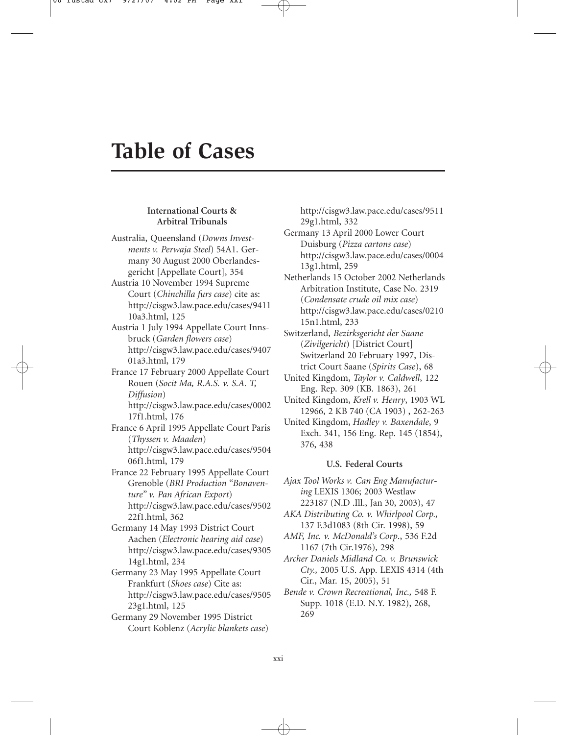# Table of Cases

### International Courts & Arbitral Tribunals

Australia, Queensland (*Downs Investments v. Perwaja Steel*) 54A1. Germany 30 August 2000 Oberlandesgericht [Appellate Court], 354

Austria 10 November 1994 Supreme Court (*Chinchilla furs case*) cite as: http://cisgw3.law.pace.edu/cases/941110a3.html, 125

Austria 1 July 1994 Appellate Court Innsbruck (*Garden flowers case*) http://cisgw3.law.pace.edu/cases/940701a3.html, 179

France 17 February 2000 Appellate Court Rouen (*Socit Ma, R.A.S. v. S.A. T, Diffusion*) http://cisgw3.law.pace.edu/cases/000217f1.html, 176

France 6 April 1995 Appellate Court Paris (*Thyssen v. Maaden*) http://cisgw3.law.pace.edu/cases/950406f1.html, 179

France 22 February 1995 Appellate Court Grenoble (*BRI Production "Bonaventure" v. Pan African Export*) http://cisgw3.law.pace.edu/cases/950222f1.html, 362

Germany 14 May 1993 District Court Aachen (*Electronic hearing aid case*) http://cisgw3.law.pace.edu/cases/930514g1.html, 234

Germany 23 May 1995 Appellate Court Frankfurt (*Shoes case*) Cite as: http://cisgw3.law.pace.edu/cases/950523g1.html, 125

Germany 29 November 1995 District Court Koblenz (*Acrylic blankets case*) http://cisgw3.law.pace.edu/cases/951129g1.html, 332

Germany 13 April 2000 Lower Court Duisburg (*Pizza cartons case*) http://cisgw3.law.pace.edu/cases/000413g1.html, 259

Netherlands 15 October 2002 Netherlands Arbitration Institute, Case No. 2319 (*Condensate crude oil mix case*) http://cisgw3.law.pace.edu/cases/021015n1.html, 233

Switzerland, *Bezirksgericht der Saane* (*Zivilgericht*) [District Court] Switzerland 20 February 1997, District Court Saane (*Spirits Case*), 68

United Kingdom, *Taylor v. Caldwell*, 122 Eng. Rep. 309 (KB. 1863), 261

United Kingdom, *Krell v. Henry*, 1903 WL 12966, 2 KB 740 (CA 1903) , 262-263

United Kingdom, *Hadley v. Baxendale*, 9 Exch. 341, 156 Eng. Rep. 145 (1854), 376, 438

### U.S. Federal Courts

*Ajax Tool Works v. Can Eng Manufacturing* LEXIS 1306; 2003 Westlaw 223187 (N.D .Ill., Jan 30, 2003), 47

*AKA Distributing Co. v. Whirlpool Corp.,* 137 F.3d1083 (8th Cir. 1998), 59

*AMF, Inc. v. McDonald's Corp*., 536 F.2d 1167 (7th Cir.1976), 298

*Archer Daniels Midland Co. v. Brunswick Cty.,* 2005 U.S. App. LEXIS 4314 (4th Cir., Mar. 15, 2005), 51

*Bende v. Crown Recreational, Inc.,* 548 F. Supp. 1018 (E.D. N.Y. 1982), 268, 269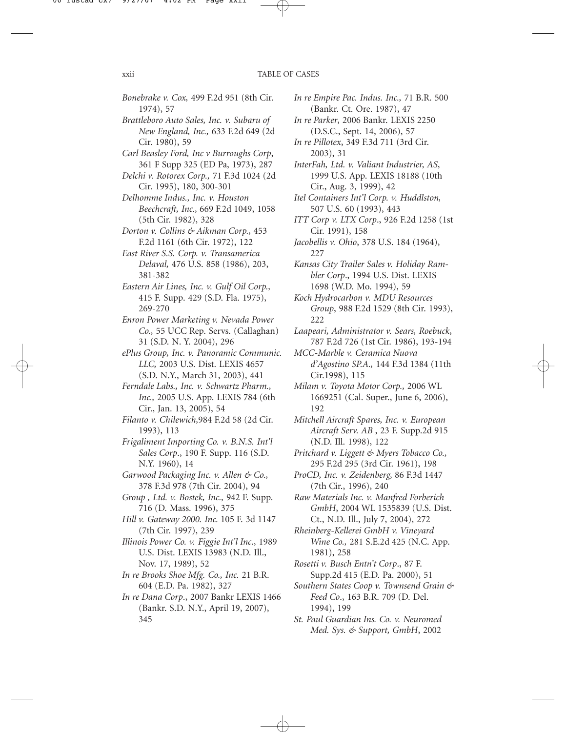*Bonebrake v. Cox,* 499 F.2d 951 (8th Cir. 1974), 57

*Brattleboro Auto Sales, Inc. v. Subaru of New England, Inc.,* 633 F.2d 649 (2d Cir. 1980), 59

*Carl Beasley Ford, Inc v Burroughs Corp*, 361 F Supp 325 (ED Pa, 1973), 287

*Delchi v. Rotorex Corp.,* 71 F.3d 1024 (2d Cir. 1995), 180, 300-301

*Delhomme Indus., Inc. v. Houston Beechcraft, Inc.,* 669 F.2d 1049, 1058 (5th Cir. 1982), 328

*Dorton v. Collins & Aikman Corp.,* 453 F.2d 1161 (6th Cir. 1972), 122

*East River S.S. Corp. v. Transamerica Delaval,* 476 U.S. 858 (1986), 203, 381-382

*Eastern Air Lines, Inc. v. Gulf Oil Corp.,* 415 F. Supp. 429 (S.D. Fla. 1975), 269-270

*Enron Power Marketing v. Nevada Power Co.,* 55 UCC Rep. Servs. (Callaghan) 31 (S.D. N. Y. 2004), 296

*ePlus Group, Inc. v. Panoramic Communic. LLC,* 2003 U.S. Dist. LEXIS 4657 (S.D. N.Y., March 31, 2003), 441

*Ferndale Labs., Inc. v. Schwartz Pharm., Inc.,* 2005 U.S. App. LEXIS 784 (6th Cir., Jan. 13, 2005), 54

*Filanto v. Chilewich,*984 F.2d 58 (2d Cir. 1993), 113

*Frigaliment Importing Co. v. B.N.S. Int'l Sales Corp*., 190 F. Supp. 116 (S.D. N.Y. 1960), 14

*Garwood Packaging Inc. v. Allen & Co.,* 378 F.3d 978 (7th Cir. 2004), 94

*Group , Ltd. v. Bostek, Inc.,* 942 F. Supp. 716 (D. Mass. 1996), 375

*Hill v. Gateway 2000. Inc.* 105 F. 3d 1147 (7th Cir. 1997), 239

*Illinois Power Co. v. Figgie Int'l Inc*., 1989 U.S. Dist. LEXIS 13983 (N.D. Ill., Nov. 17, 1989), 52

*In re Brooks Shoe Mfg. Co., Inc.* 21 B.R. 604 (E.D. Pa. 1982), 327

*In re Dana Corp*., 2007 Bankr LEXIS 1466 (Bankr. S.D. N.Y., April 19, 2007), 345

*In re Empire Pac. Indus. Inc.,* 71 B.R. 500 (Bankr. Ct. Ore. 1987), 47

*In re Parker*, 2006 Bankr. LEXIS 2250 (D.S.C., Sept. 14, 2006), 57

*In re Pillotex*, 349 F.3d 711 (3rd Cir. 2003), 31

*InterFah, Ltd. v. Valiant Industrier, AS*, 1999 U.S. App. LEXIS 18188 (10th Cir., Aug. 3, 1999), 42

*Itel Containers Int'l Corp. v. Huddlston,* 507 U.S. 60 (1993), 443

*ITT Corp v. LTX Corp*., 926 F.2d 1258 (1st Cir. 1991), 158

*Jacobellis v. Ohio*, 378 U.S. 184 (1964), 227

*Kansas City Trailer Sales v. Holiday Rambler Corp*., 1994 U.S. Dist. LEXIS 1698 (W.D. Mo. 1994), 59

*Koch Hydrocarbon v. MDU Resources Group*, 988 F.2d 1529 (8th Cir. 1993), 222

*Laapeari, Administrator v. Sears, Roebuck*, 787 F.2d 726 (1st Cir. 1986), 193-194

*MCC-Marble v. Ceramica Nuova d'Agostino SP.A.,* 144 F.3d 1384 (11th Cir.1998), 115

*Milam v. Toyota Motor Corp.,* 2006 WL 1669251 (Cal. Super., June 6, 2006), 192

*Mitchell Aircraft Spares, Inc. v. European Aircraft Serv. AB* , 23 F. Supp.2d 915 (N.D. Ill. 1998), 122

*Pritchard v. Liggett & Myers Tobacco Co.,* 295 F.2d 295 (3rd Cir. 1961), 198

*ProCD, Inc. v. Zeidenberg,* 86 F.3d 1447 (7th Cir., 1996), 240

*Raw Materials Inc. v. Manfred Forberich GmbH*, 2004 WL 1535839 (U.S. Dist. Ct., N.D. Ill., July 7, 2004), 272

*Rheinberg-Kellerei GmbH v. Vineyard Wine Co.,* 281 S.E.2d 425 (N.C. App. 1981), 258

*Rosetti v. Busch Entn't Corp*., 87 F. Supp.2d 415 (E.D. Pa. 2000), 51

*Southern States Coop v. Townsend Grain & Feed Co*., 163 B.R. 709 (D. Del. 1994), 199

*St. Paul Guardian Ins. Co. v. Neuromed Med. Sys. & Support, GmbH*, 2002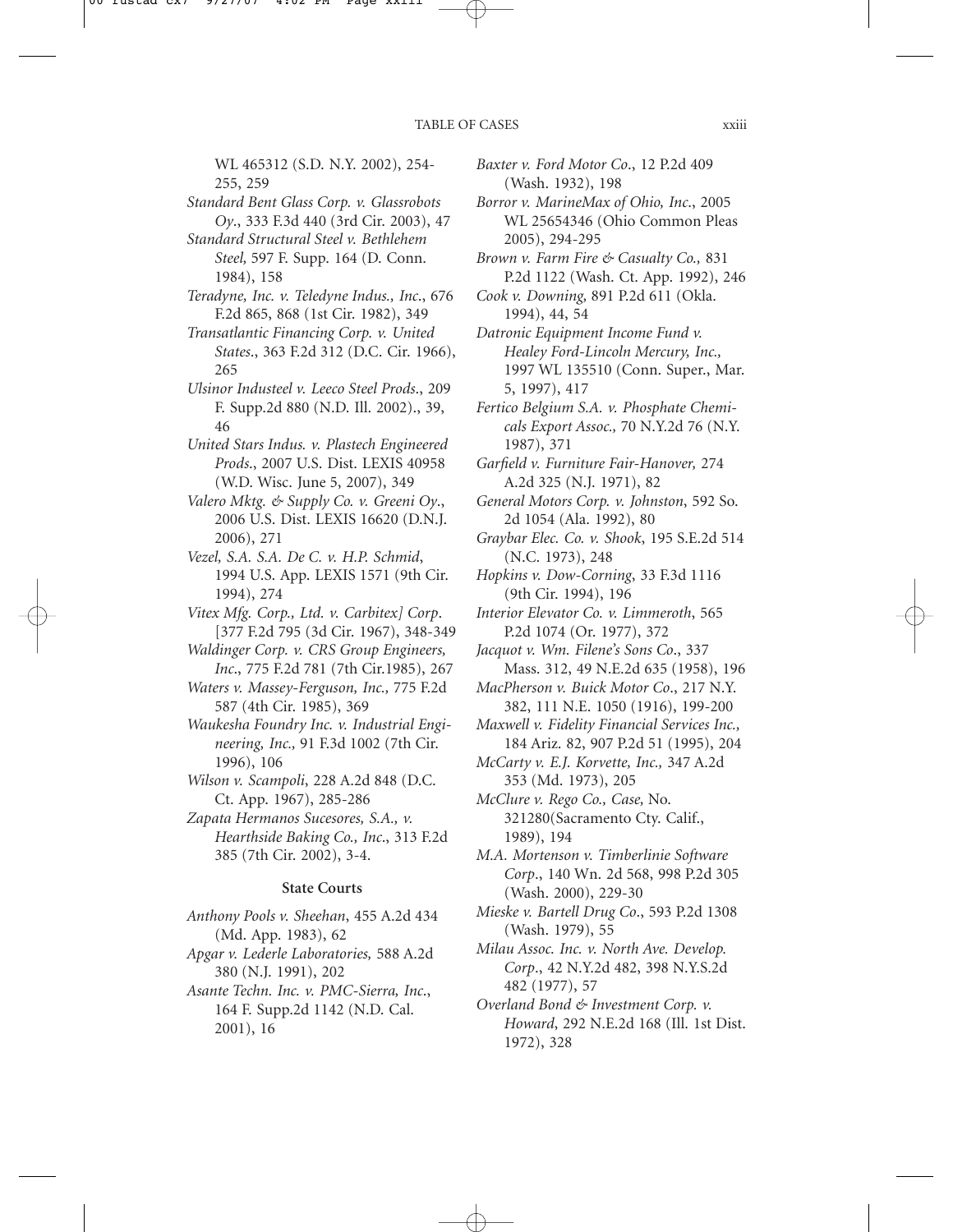WL 465312 (S.D. N.Y. 2002), 254-255, 259

*Standard Bent Glass Corp. v. Glassrobots Oy.*, 333 F.3d 440 (3rd Cir. 2003), 47

*Standard Structural Steel v. Bethlehem Steel*, 597 F. Supp. 164 (D. Conn. 1984), 158

*Teradyne, Inc. v. Teledyne Indus., Inc.*, 676 F.2d 865, 868 (1st Cir. 1982), 349

*Transatlantic Financing Corp. v. United States.*, 363 F.2d 312 (D.C. Cir. 1966), 265

*Ulsinor Industeel v. Leeco Steel Prods.*, 209 F. Supp.2d 880 (N.D. Ill. 2002)., 39, 46

*United Stars Indus. v. Plastech Engineered Prods.*, 2007 U.S. Dist. LEXIS 40958 (W.D. Wisc. June 5, 2007), 349

*Valero Mktg. & Supply Co. v. Greeni Oy.*, 2006 U.S. Dist. LEXIS 16620 (D.N.J. 2006), 271

*Vezel, S.A. S.A. De C. v. H.P. Schmid*, 1994 U.S. App. LEXIS 1571 (9th Cir. 1994), 274

*Vitex Mfg. Corp., Ltd. v. Carbitex] Corp.* [377 F.2d 795 (3d Cir. 1967), 348-349

*Waldinger Corp. v. CRS Group Engineers, Inc.*, 775 F.2d 781 (7th Cir.1985), 267

*Waters v. Massey-Ferguson, Inc.,* 775 F.2d 587 (4th Cir. 1985), 369

*Waukesha Foundry Inc. v. Industrial Engineering, Inc.,* 91 F.3d 1002 (7th Cir. 1996), 106

*Wilson v. Scampoli*, 228 A.2d 848 (D.C. Ct. App. 1967), 285-286

*Zapata Hermanos Sucesores, S.A., v. Hearthside Baking Co., Inc.*, 313 F.2d 385 (7th Cir. 2002), 3-4.

### State Courts

*Anthony Pools v. Sheehan*, 455 A.2d 434 (Md. App. 1983), 62

*Apgar v. Lederle Laboratories,* 588 A.2d 380 (N.J. 1991), 202

*Asante Techn. Inc. v. PMC-Sierra, Inc.*, 164 F. Supp.2d 1142 (N.D. Cal. 2001), 16

*Baxter v. Ford Motor Co*., 12 P.2d 409 (Wash. 1932), 198

*Borror v. MarineMax of Ohio, Inc.*, 2005 WL 25654346 (Ohio Common Pleas 2005), 294-295

*Brown v. Farm Fire & Casualty Co.,* 831 P.2d 1122 (Wash. Ct. App. 1992), 246

*Cook v. Downing,* 891 P.2d 611 (Okla. 1994), 44, 54

*Datronic Equipment Income Fund v. Healey Ford-Lincoln Mercury, Inc.,* 1997 WL 135510 (Conn. Super., Mar. 5, 1997), 417

*Fertico Belgium S.A. v. Phosphate Chemicals Export Assoc.,* 70 N.Y.2d 76 (N.Y. 1987), 371

*Garfield v. Furniture Fair-Hanover,* 274 A.2d 325 (N.J. 1971), 82

*General Motors Corp. v. Johnston*, 592 So. 2d 1054 (Ala. 1992), 80

*Graybar Elec. Co. v. Shook*, 195 S.E.2d 514 (N.C. 1973), 248

*Hopkins v. Dow-Corning*, 33 F.3d 1116 (9th Cir. 1994), 196

*Interior Elevator Co. v. Limmeroth*, 565 P.2d 1074 (Or. 1977), 372

*Jacquot v. Wm. Filene's Sons Co*., 337 Mass. 312, 49 N.E.2d 635 (1958), 196

*MacPherson v. Buick Motor Co*., 217 N.Y. 382, 111 N.E. 1050 (1916), 199-200

*Maxwell v. Fidelity Financial Services Inc.,* 184 Ariz. 82, 907 P.2d 51 (1995), 204

*McCarty v. E.J. Korvette, Inc.,* 347 A.2d 353 (Md. 1973), 205

*McClure v. Rego Co., Case,* No. 321280(Sacramento Cty. Calif., 1989), 194

*M.A. Mortenson v. Timberlinie Software Corp*., 140 Wn. 2d 568, 998 P.2d 305 (Wash. 2000), 229-30

*Mieske v. Bartell Drug Co*., 593 P.2d 1308 (Wash. 1979), 55

*Milau Assoc. Inc. v. North Ave. Develop. Corp*., 42 N.Y.2d 482, 398 N.Y.S.2d 482 (1977), 57

*Overland Bond & Investment Corp. v. Howard*, 292 N.E.2d 168 (Ill. 1st Dist. 1972), 328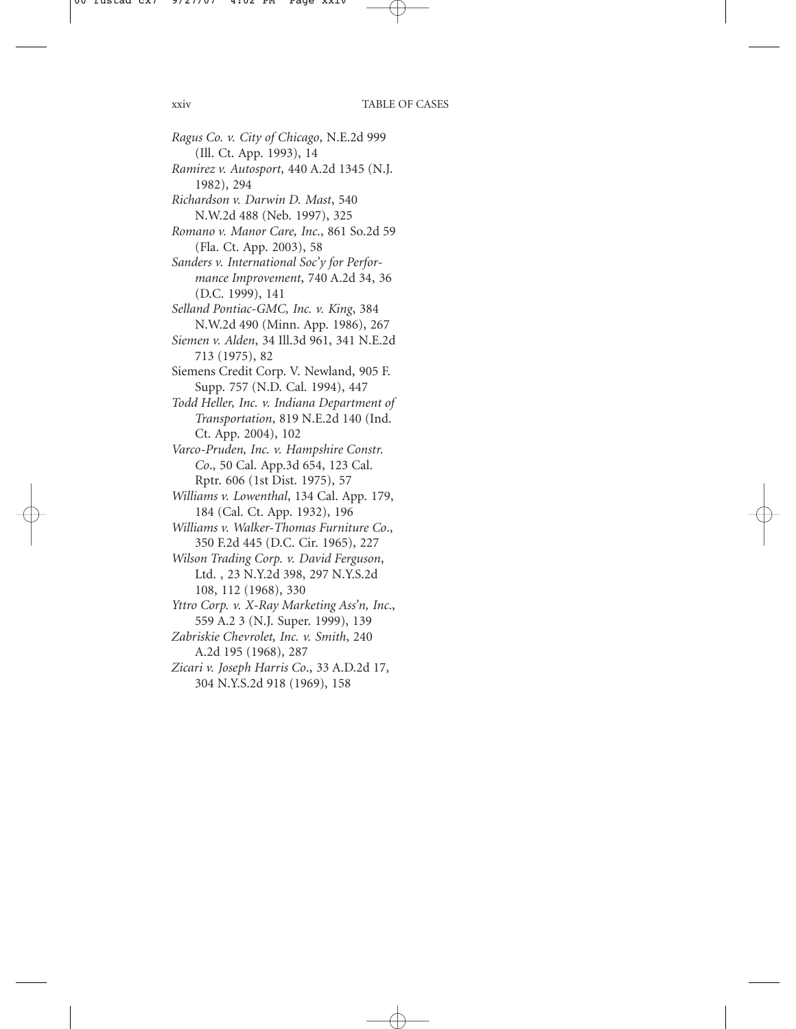*Ragus Co. v. City of Chicago*, N.E.2d 999 (Ill. Ct. App. 1993), 14

*Ramirez v. Autosport*, 440 A.2d 1345 (N.J. 1982), 294

*Richardson v. Darwin D. Mast*, 540 N.W.2d 488 (Neb. 1997), 325

*Romano v. Manor Care, Inc.*, 861 So.2d 59 (Fla. Ct. App. 2003), 58

*Sanders v. International Soc'y for Performance Improvement*, 740 A.2d 34, 36 (D.C. 1999), 141

*Selland Pontiac-GMC, Inc. v. King*, 384 N.W.2d 490 (Minn. App. 1986), 267

*Siemen v. Alden*, 34 Ill.3d 961, 341 N.E.2d 713 (1975), 82

Siemens Credit Corp. V. Newland, 905 F. Supp. 757 (N.D. Cal. 1994), 447

*Todd Heller, Inc. v. Indiana Department of Transportation*, 819 N.E.2d 140 (Ind. Ct. App. 2004), 102

*Varco-Pruden, Inc. v. Hampshire Constr. Co.*, 50 Cal. App.3d 654, 123 Cal. Rptr. 606 (1st Dist. 1975), 57

*Williams v. Lowenthal*, 134 Cal. App. 179, 184 (Cal. Ct. App. 1932), 196

*Williams v. Walker-Thomas Furniture Co.*, 350 F.2d 445 (D.C. Cir. 1965), 227

*Wilson Trading Corp. v. David Ferguson*, Ltd. , 23 N.Y.2d 398, 297 N.Y.S.2d 108, 112 (1968), 330

*Yttro Corp. v. X-Ray Marketing Ass'n, Inc.*, 559 A.2 3 (N.J. Super. 1999), 139

*Zabriskie Chevrolet, Inc. v. Smith*, 240 A.2d 195 (1968), 287

*Zicari v. Joseph Harris Co.*, 33 A.D.2d 17, 304 N.Y.S.2d 918 (1969), 158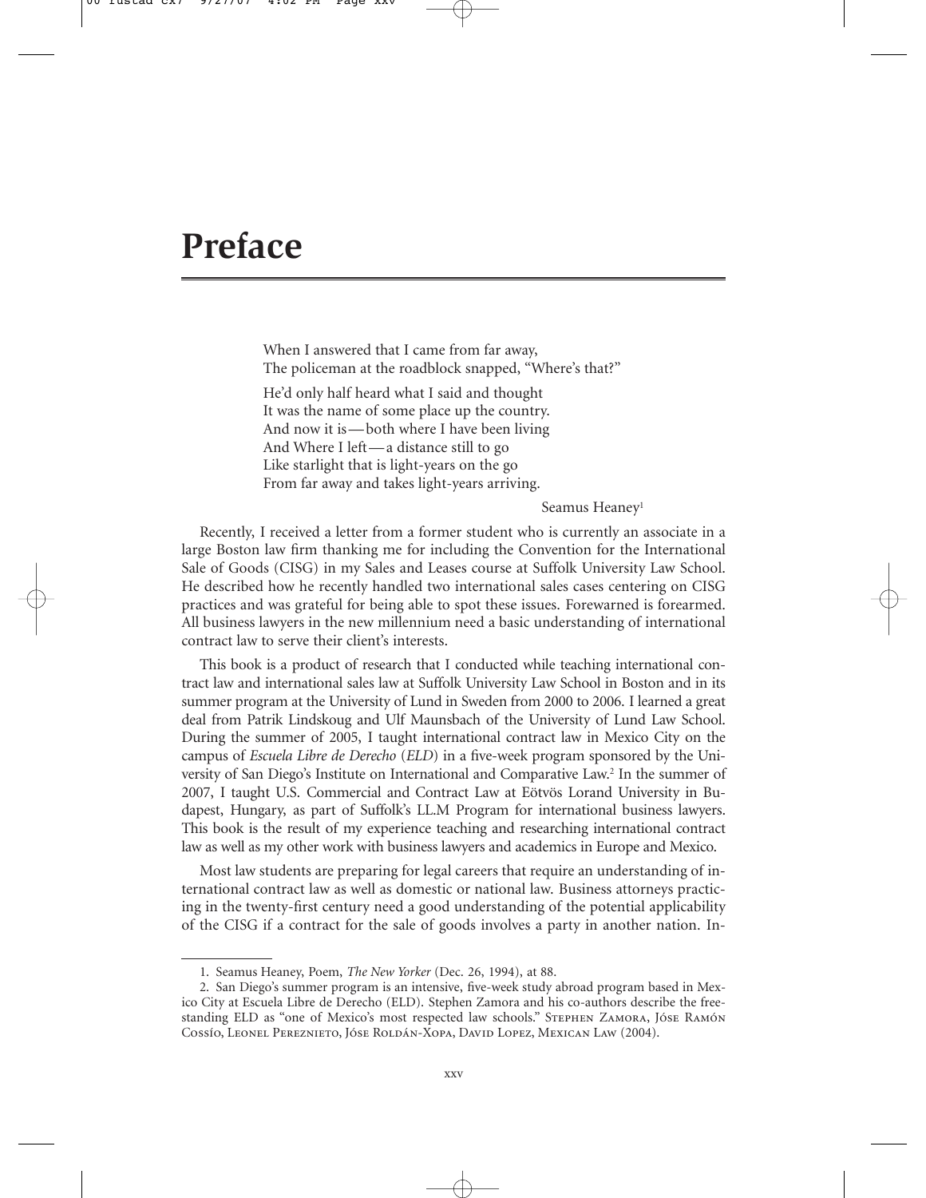# Preface

> When I answered that I came from far away,
> The policeman at the roadblock snapped, "Where's that?"
>
> He'd only half heard what I said and thought
> It was the name of some place up the country.
> And now it is—both where I have been living
> And Where I left—a distance still to go
> Like starlight that is light-years on the go
> From far away and takes light-years arriving.
>
> Seamus Heaney[1]

Recently, I received a letter from a former student who is currently an associate in a large Boston law firm thanking me for including the Convention for the International Sale of Goods (CISG) in my Sales and Leases course at Suffolk University Law School. He described how he recently handled two international sales cases centering on CISG practices and was grateful for being able to spot these issues. Forewarned is forearmed. All business lawyers in the new millennium need a basic understanding of international contract law to serve their client's interests.

This book is a product of research that I conducted while teaching international contract law and international sales law at Suffolk University Law School in Boston and in its summer program at the University of Lund in Sweden from 2000 to 2006. I learned a great deal from Patrik Lindskoug and Ulf Maunsbach of the University of Lund Law School. During the summer of 2005, I taught international contract law in Mexico City on the campus of *Escuela Libre de Derecho* (*ELD*) in a five-week program sponsored by the University of San Diego's Institute on International and Comparative Law.[2] In the summer of 2007, I taught U.S. Commercial and Contract Law at Eötvös Lorand University in Budapest, Hungary, as part of Suffolk's LL.M Program for international business lawyers. This book is the result of my experience teaching and researching international contract law as well as my other work with business lawyers and academics in Europe and Mexico.

Most law students are preparing for legal careers that require an understanding of international contract law as well as domestic or national law. Business attorneys practicing in the twenty-first century need a good understanding of the potential applicability of the CISG if a contract for the sale of goods involves a party in another nation. In-

---

1. Seamus Heaney, Poem, *The New Yorker* (Dec. 26, 1994), at 88.

2. San Diego's summer program is an intensive, five-week study abroad program based in Mexico City at Escuela Libre de Derecho (ELD). Stephen Zamora and his co-authors describe the free-standing ELD as "one of Mexico's most respected law schools." Stephen Zamora, Jóse Ramón Cossío, Leonel Pereznieto, Jóse Roldán-Xopa, David Lopez, Mexican Law (2004).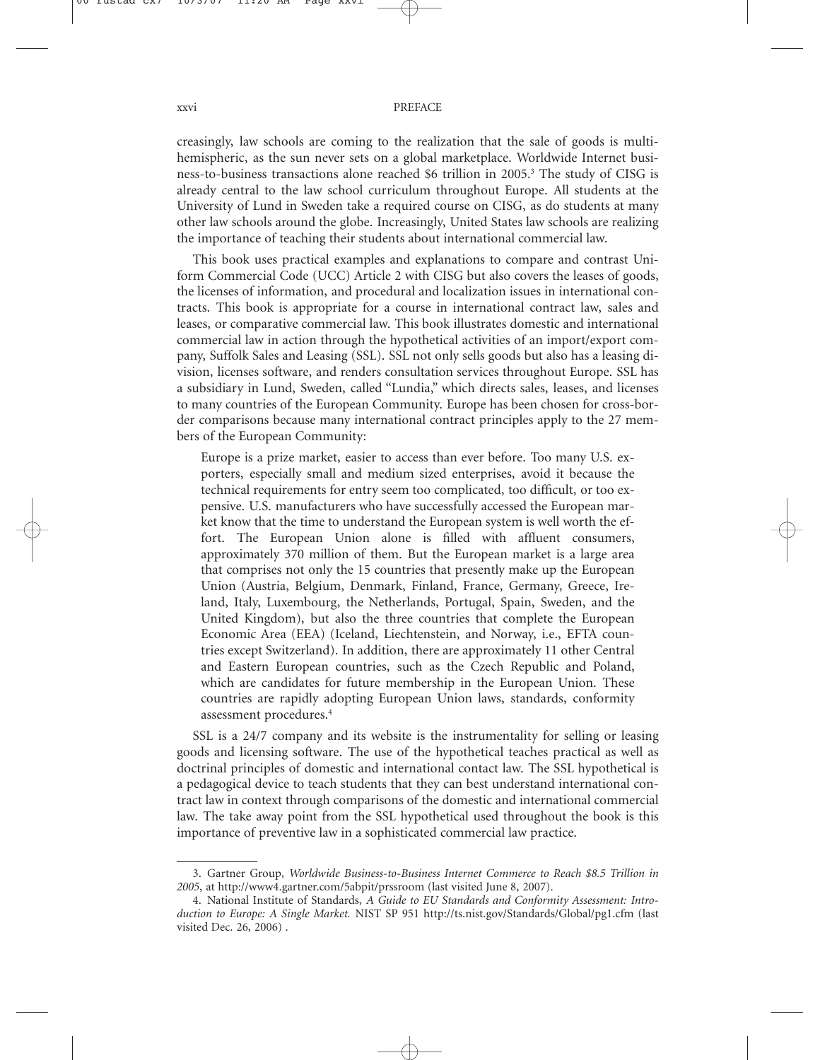creasingly, law schools are coming to the realization that the sale of goods is multi-hemispheric, as the sun never sets on a global marketplace. Worldwide Internet business-to-business transactions alone reached $6 trillion in 2005.[3] The study of CISG is already central to the law school curriculum throughout Europe. All students at the University of Lund in Sweden take a required course on CISG, as do students at many other law schools around the globe. Increasingly, United States law schools are realizing the importance of teaching their students about international commercial law.

This book uses practical examples and explanations to compare and contrast Uniform Commercial Code (UCC) Article 2 with CISG but also covers the leases of goods, the licenses of information, and procedural and localization issues in international contracts. This book is appropriate for a course in international contract law, sales and leases, or comparative commercial law. This book illustrates domestic and international commercial law in action through the hypothetical activities of an import/export company, Suffolk Sales and Leasing (SSL). SSL not only sells goods but also has a leasing division, licenses software, and renders consultation services throughout Europe. SSL has a subsidiary in Lund, Sweden, called "Lundia," which directs sales, leases, and licenses to many countries of the European Community. Europe has been chosen for cross-border comparisons because many international contract principles apply to the 27 members of the European Community:

> Europe is a prize market, easier to access than ever before. Too many U.S. exporters, especially small and medium sized enterprises, avoid it because the technical requirements for entry seem too complicated, too difficult, or too expensive. U.S. manufacturers who have successfully accessed the European market know that the time to understand the European system is well worth the effort. The European Union alone is filled with affluent consumers, approximately 370 million of them. But the European market is a large area that comprises not only the 15 countries that presently make up the European Union (Austria, Belgium, Denmark, Finland, France, Germany, Greece, Ireland, Italy, Luxembourg, the Netherlands, Portugal, Spain, Sweden, and the United Kingdom), but also the three countries that complete the European Economic Area (EEA) (Iceland, Liechtenstein, and Norway, i.e., EFTA countries except Switzerland). In addition, there are approximately 11 other Central and Eastern European countries, such as the Czech Republic and Poland, which are candidates for future membership in the European Union. These countries are rapidly adopting European Union laws, standards, conformity assessment procedures.[4]

SSL is a 24/7 company and its website is the instrumentality for selling or leasing goods and licensing software. The use of the hypothetical teaches practical as well as doctrinal principles of domestic and international contact law. The SSL hypothetical is a pedagogical device to teach students that they can best understand international contract law in context through comparisons of the domestic and international commercial law. The take away point from the SSL hypothetical used throughout the book is this importance of preventive law in a sophisticated commercial law practice.

---

3. Gartner Group, *Worldwide Business-to-Business Internet Commerce to Reach $8.5 Trillion in 2005*, at http://www4.gartner.com/5abpit/prssroom (last visited June 8, 2007).

4. National Institute of Standards, *A Guide to EU Standards and Conformity Assessment: Introduction to Europe: A Single Market.* NIST SP 951 http://ts.nist.gov/Standards/Global/pg1.cfm (last visited Dec. 26, 2006) .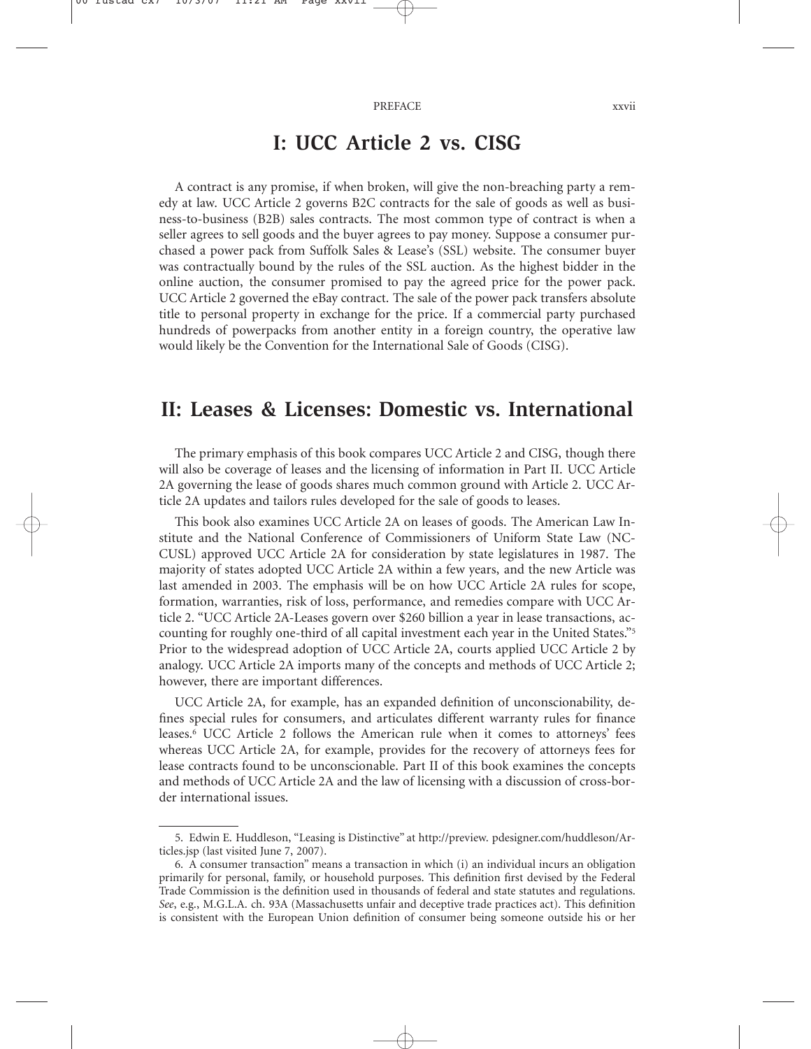## I: UCC Article 2 vs. CISG

A contract is any promise, if when broken, will give the non-breaching party a remedy at law. UCC Article 2 governs B2C contracts for the sale of goods as well as business-to-business (B2B) sales contracts. The most common type of contract is when a seller agrees to sell goods and the buyer agrees to pay money. Suppose a consumer purchased a power pack from Suffolk Sales & Lease's (SSL) website. The consumer buyer was contractually bound by the rules of the SSL auction. As the highest bidder in the online auction, the consumer promised to pay the agreed price for the power pack. UCC Article 2 governed the eBay contract. The sale of the power pack transfers absolute title to personal property in exchange for the price. If a commercial party purchased hundreds of powerpacks from another entity in a foreign country, the operative law would likely be the Convention for the International Sale of Goods (CISG).

## II: Leases & Licenses: Domestic vs. International

The primary emphasis of this book compares UCC Article 2 and CISG, though there will also be coverage of leases and the licensing of information in Part II. UCC Article 2A governing the lease of goods shares much common ground with Article 2. UCC Article 2A updates and tailors rules developed for the sale of goods to leases.

This book also examines UCC Article 2A on leases of goods. The American Law Institute and the National Conference of Commissioners of Uniform State Law (NCCUSL) approved UCC Article 2A for consideration by state legislatures in 1987. The majority of states adopted UCC Article 2A within a few years, and the new Article was last amended in 2003. The emphasis will be on how UCC Article 2A rules for scope, formation, warranties, risk of loss, performance, and remedies compare with UCC Article 2. "UCC Article 2A-Leases govern over $260 billion a year in lease transactions, accounting for roughly one-third of all capital investment each year in the United States."[5] Prior to the widespread adoption of UCC Article 2A, courts applied UCC Article 2 by analogy. UCC Article 2A imports many of the concepts and methods of UCC Article 2; however, there are important differences.

UCC Article 2A, for example, has an expanded definition of unconscionability, defines special rules for consumers, and articulates different warranty rules for finance leases.[6] UCC Article 2 follows the American rule when it comes to attorneys' fees whereas UCC Article 2A, for example, provides for the recovery of attorneys fees for lease contracts found to be unconscionable. Part II of this book examines the concepts and methods of UCC Article 2A and the law of licensing with a discussion of cross-border international issues.

---

5. Edwin E. Huddleson, "Leasing is Distinctive" at http://preview. pdesigner.com/huddleson/Articles.jsp (last visited June 7, 2007).

6. A consumer transaction" means a transaction in which (i) an individual incurs an obligation primarily for personal, family, or household purposes. This definition first devised by the Federal Trade Commission is the definition used in thousands of federal and state statutes and regulations. *See*, e.g., M.G.L.A. ch. 93A (Massachusetts unfair and deceptive trade practices act). This definition is consistent with the European Union definition of consumer being someone outside his or her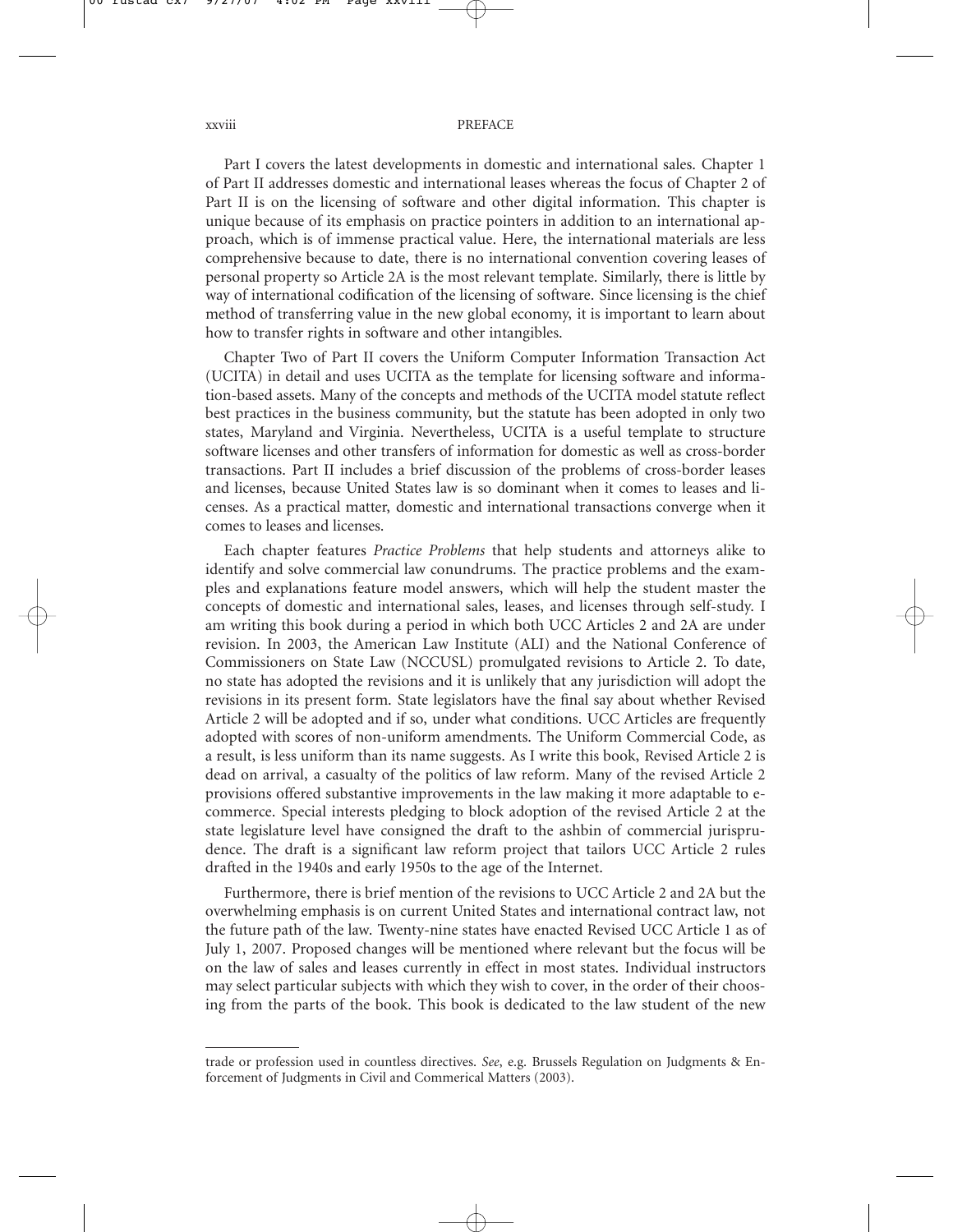Part I covers the latest developments in domestic and international sales. Chapter 1 of Part II addresses domestic and international leases whereas the focus of Chapter 2 of Part II is on the licensing of software and other digital information. This chapter is unique because of its emphasis on practice pointers in addition to an international approach, which is of immense practical value. Here, the international materials are less comprehensive because to date, there is no international convention covering leases of personal property so Article 2A is the most relevant template. Similarly, there is little by way of international codification of the licensing of software. Since licensing is the chief method of transferring value in the new global economy, it is important to learn about how to transfer rights in software and other intangibles.

Chapter Two of Part II covers the Uniform Computer Information Transaction Act (UCITA) in detail and uses UCITA as the template for licensing software and information-based assets. Many of the concepts and methods of the UCITA model statute reflect best practices in the business community, but the statute has been adopted in only two states, Maryland and Virginia. Nevertheless, UCITA is a useful template to structure software licenses and other transfers of information for domestic as well as cross-border transactions. Part II includes a brief discussion of the problems of cross-border leases and licenses, because United States law is so dominant when it comes to leases and licenses. As a practical matter, domestic and international transactions converge when it comes to leases and licenses.

Each chapter features *Practice Problems* that help students and attorneys alike to identify and solve commercial law conundrums. The practice problems and the examples and explanations feature model answers, which will help the student master the concepts of domestic and international sales, leases, and licenses through self-study. I am writing this book during a period in which both UCC Articles 2 and 2A are under revision. In 2003, the American Law Institute (ALI) and the National Conference of Commissioners on State Law (NCCUSL) promulgated revisions to Article 2. To date, no state has adopted the revisions and it is unlikely that any jurisdiction will adopt the revisions in its present form. State legislators have the final say about whether Revised Article 2 will be adopted and if so, under what conditions. UCC Articles are frequently adopted with scores of non-uniform amendments. The Uniform Commercial Code, as a result, is less uniform than its name suggests. As I write this book, Revised Article 2 is dead on arrival, a casualty of the politics of law reform. Many of the revised Article 2 provisions offered substantive improvements in the law making it more adaptable to e-commerce. Special interests pledging to block adoption of the revised Article 2 at the state legislature level have consigned the draft to the ashbin of commercial jurisprudence. The draft is a significant law reform project that tailors UCC Article 2 rules drafted in the 1940s and early 1950s to the age of the Internet.

Furthermore, there is brief mention of the revisions to UCC Article 2 and 2A but the overwhelming emphasis is on current United States and international contract law, not the future path of the law. Twenty-nine states have enacted Revised UCC Article 1 as of July 1, 2007. Proposed changes will be mentioned where relevant but the focus will be on the law of sales and leases currently in effect in most states. Individual instructors may select particular subjects with which they wish to cover, in the order of their choosing from the parts of the book. This book is dedicated to the law student of the new

---

trade or profession used in countless directives. *See*, e.g. Brussels Regulation on Judgments & Enforcement of Judgments in Civil and Commerical Matters (2003).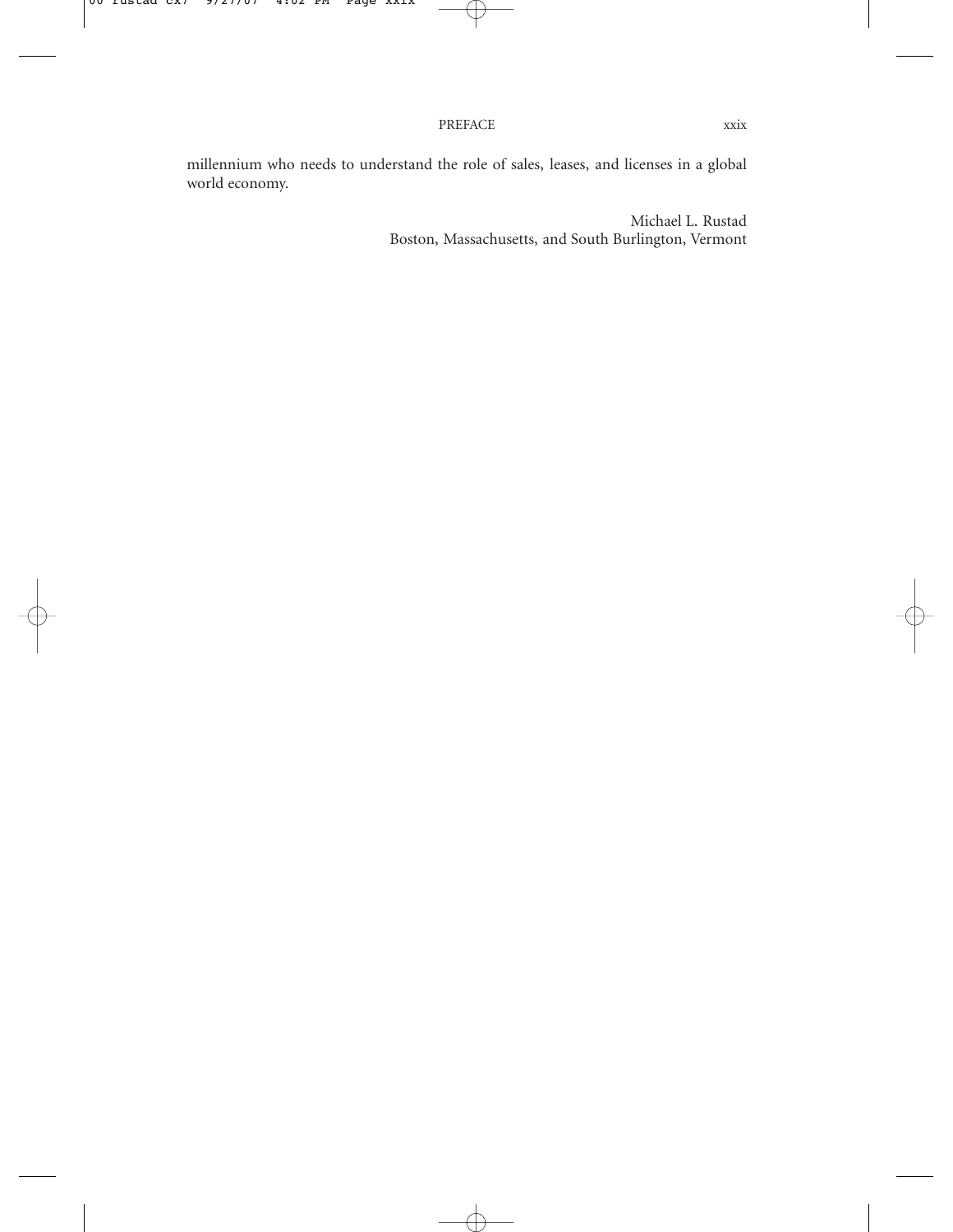millennium who needs to understand the role of sales, leases, and licenses in a global world economy.

Michael L. Rustad
Boston, Massachusetts, and South Burlington, Vermont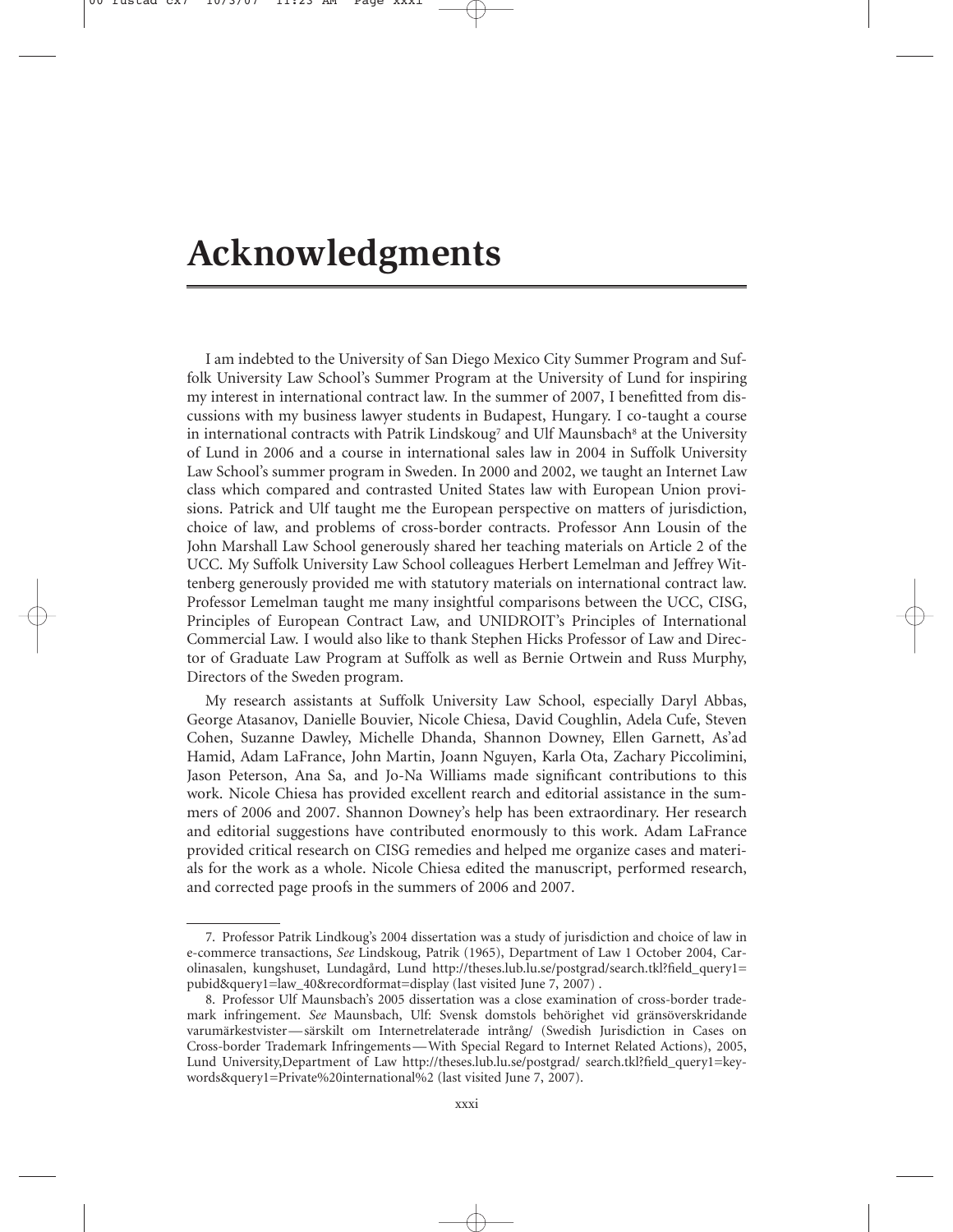# Acknowledgments

I am indebted to the University of San Diego Mexico City Summer Program and Suffolk University Law School's Summer Program at the University of Lund for inspiring my interest in international contract law. In the summer of 2007, I benefitted from discussions with my business lawyer students in Budapest, Hungary. I co-taught a course in international contracts with Patrik Lindskoug[7] and Ulf Maunsbach[8] at the University of Lund in 2006 and a course in international sales law in 2004 in Suffolk University Law School's summer program in Sweden. In 2000 and 2002, we taught an Internet Law class which compared and contrasted United States law with European Union provisions. Patrick and Ulf taught me the European perspective on matters of jurisdiction, choice of law, and problems of cross-border contracts. Professor Ann Lousin of the John Marshall Law School generously shared her teaching materials on Article 2 of the UCC. My Suffolk University Law School colleagues Herbert Lemelman and Jeffrey Wittenberg generously provided me with statutory materials on international contract law. Professor Lemelman taught me many insightful comparisons between the UCC, CISG, Principles of European Contract Law, and UNIDROIT's Principles of International Commercial Law. I would also like to thank Stephen Hicks Professor of Law and Director of Graduate Law Program at Suffolk as well as Bernie Ortwein and Russ Murphy, Directors of the Sweden program.

My research assistants at Suffolk University Law School, especially Daryl Abbas, George Atasanov, Danielle Bouvier, Nicole Chiesa, David Coughlin, Adela Cufe, Steven Cohen, Suzanne Dawley, Michelle Dhanda, Shannon Downey, Ellen Garnett, As'ad Hamid, Adam LaFrance, John Martin, Joann Nguyen, Karla Ota, Zachary Piccolimini, Jason Peterson, Ana Sa, and Jo-Na Williams made significant contributions to this work. Nicole Chiesa has provided excellent rearch and editorial assistance in the summers of 2006 and 2007. Shannon Downey's help has been extraordinary. Her research and editorial suggestions have contributed enormously to this work. Adam LaFrance provided critical research on CISG remedies and helped me organize cases and materials for the work as a whole. Nicole Chiesa edited the manuscript, performed research, and corrected page proofs in the summers of 2006 and 2007.

---

7. Professor Patrik Lindkoug's 2004 dissertation was a study of jurisdiction and choice of law in e-commerce transactions, *See* Lindskoug, Patrik (1965), Department of Law 1 October 2004, Carolinasalen, kungshuset, Lundagård, Lund http://theses.lub.lu.se/postgrad/search.tkl?field_query1=pubid&query1=law_40&recordformat=display (last visited June 7, 2007) .

8. Professor Ulf Maunsbach's 2005 dissertation was a close examination of cross-border trademark infringement. *See* Maunsbach, Ulf: Svensk domstols behörighet vid gränsöverskridande varumärkestvister—särskilt om Internetrelaterade intrång/ (Swedish Jurisdiction in Cases on Cross-border Trademark Infringements—With Special Regard to Internet Related Actions), 2005, Lund University,Department of Law http://theses.lub.lu.se/postgrad/ search.tkl?field_query1=keywords&query1=Private%20international%2 (last visited June 7, 2007).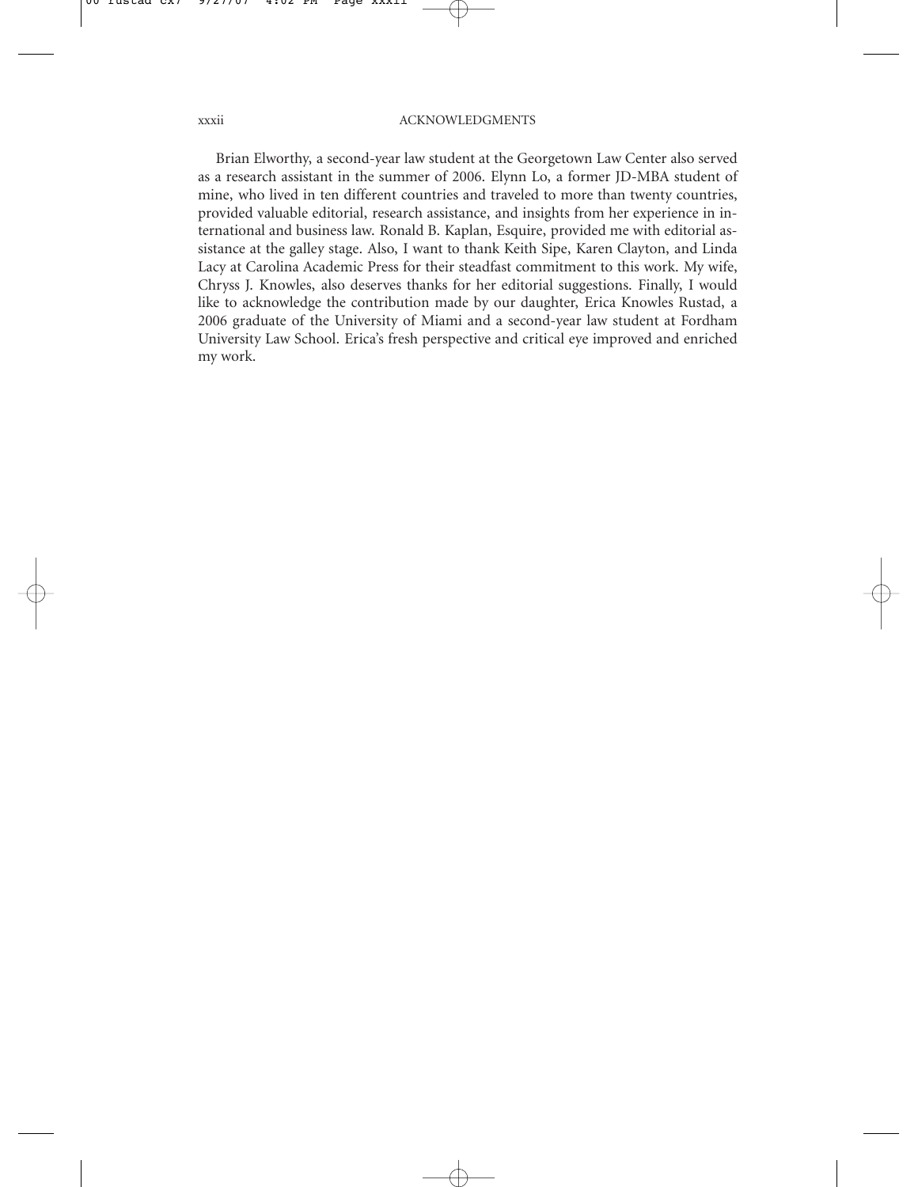Brian Elworthy, a second-year law student at the Georgetown Law Center also served as a research assistant in the summer of 2006. Elynn Lo, a former JD-MBA student of mine, who lived in ten different countries and traveled to more than twenty countries, provided valuable editorial, research assistance, and insights from her experience in international and business law. Ronald B. Kaplan, Esquire, provided me with editorial assistance at the galley stage. Also, I want to thank Keith Sipe, Karen Clayton, and Linda Lacy at Carolina Academic Press for their steadfast commitment to this work. My wife, Chryss J. Knowles, also deserves thanks for her editorial suggestions. Finally, I would like to acknowledge the contribution made by our daughter, Erica Knowles Rustad, a 2006 graduate of the University of Miami and a second-year law student at Fordham University Law School. Erica's fresh perspective and critical eye improved and enriched my work.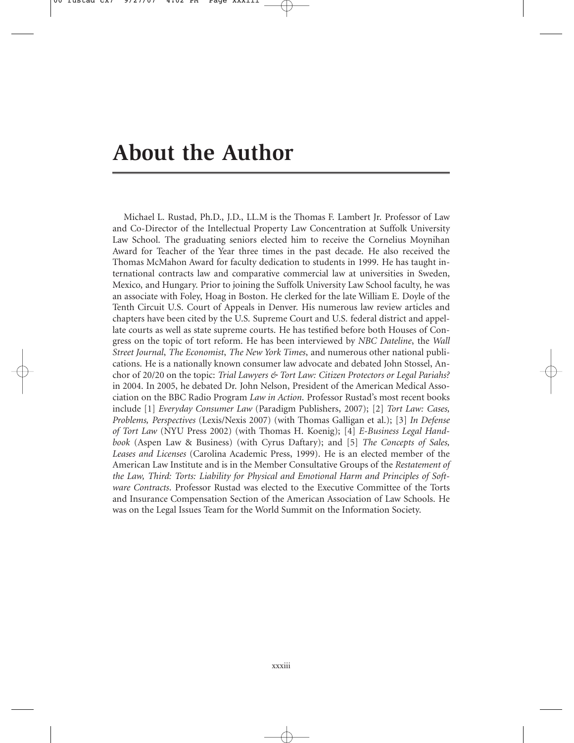# About the Author

Michael L. Rustad, Ph.D., J.D., LL.M is the Thomas F. Lambert Jr. Professor of Law and Co-Director of the Intellectual Property Law Concentration at Suffolk University Law School. The graduating seniors elected him to receive the Cornelius Moynihan Award for Teacher of the Year three times in the past decade. He also received the Thomas McMahon Award for faculty dedication to students in 1999. He has taught international contracts law and comparative commercial law at universities in Sweden, Mexico, and Hungary. Prior to joining the Suffolk University Law School faculty, he was an associate with Foley, Hoag in Boston. He clerked for the late William E. Doyle of the Tenth Circuit U.S. Court of Appeals in Denver. His numerous law review articles and chapters have been cited by the U.S. Supreme Court and U.S. federal district and appellate courts as well as state supreme courts. He has testified before both Houses of Congress on the topic of tort reform. He has been interviewed by *NBC Dateline*, the *Wall Street Journal*, *The Economist*, *The New York Times*, and numerous other national publications. He is a nationally known consumer law advocate and debated John Stossel, Anchor of 20/20 on the topic: *Trial Lawyers & Tort Law: Citizen Protectors or Legal Pariahs?* in 2004. In 2005, he debated Dr. John Nelson, President of the American Medical Association on the BBC Radio Program *Law in Action*. Professor Rustad's most recent books include [1] *Everyday Consumer Law* (Paradigm Publishers, 2007); [2] *Tort Law: Cases, Problems, Perspectives* (Lexis/Nexis 2007) (with Thomas Galligan et al.); [3] *In Defense of Tort Law* (NYU Press 2002) (with Thomas H. Koenig); [4] *E-Business Legal Handbook* (Aspen Law & Business) (with Cyrus Daftary); and [5] *The Concepts of Sales, Leases and Licenses* (Carolina Academic Press, 1999). He is an elected member of the American Law Institute and is in the Member Consultative Groups of the *Restatement of the Law, Third: Torts: Liability for Physical and Emotional Harm and Principles of Software Contracts*. Professor Rustad was elected to the Executive Committee of the Torts and Insurance Compensation Section of the American Association of Law Schools. He was on the Legal Issues Team for the World Summit on the Information Society.